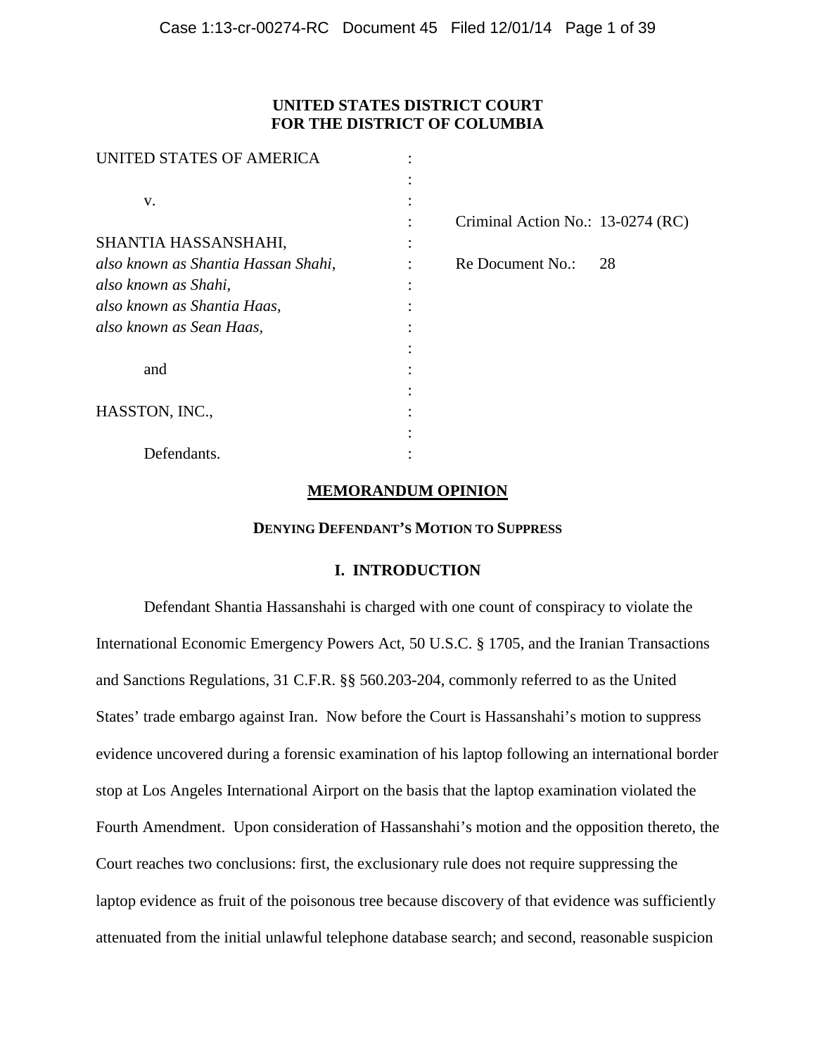**UNITED STATES DISTRICT COURT**
**FOR THE DISTRICT OF COLUMBIA**

| | | |
|---|---|---|
| UNITED STATES OF AMERICA | : | |
| | : | |
| v. | : | |
| | : | Criminal Action No.: 13-0274 (RC) |
| SHANTIA HASSANSHAHI, | : | |
| *also known as Shantia Hassan Shahi*, | : | Re Document No.: 28 |
| *also known as Shahi*, | : | |
| *also known as Shantia Haas*, | : | |
| *also known as Sean Haas*, | : | |
| | : | |
| and | : | |
| | : | |
| HASSTON, INC., | : | |
| | : | |
| Defendants. | : | |

# MEMORANDUM OPINION

## DENYING DEFENDANT'S MOTION TO SUPPRESS

## I. INTRODUCTION

Defendant Shantia Hassanshahi is charged with one count of conspiracy to violate the International Economic Emergency Powers Act, 50 U.S.C. § 1705, and the Iranian Transactions and Sanctions Regulations, 31 C.F.R. §§ 560.203-204, commonly referred to as the United States' trade embargo against Iran. Now before the Court is Hassanshahi's motion to suppress evidence uncovered during a forensic examination of his laptop following an international border stop at Los Angeles International Airport on the basis that the laptop examination violated the Fourth Amendment. Upon consideration of Hassanshahi's motion and the opposition thereto, the Court reaches two conclusions: first, the exclusionary rule does not require suppressing the laptop evidence as fruit of the poisonous tree because discovery of that evidence was sufficiently attenuated from the initial unlawful telephone database search; and second, reasonable suspicion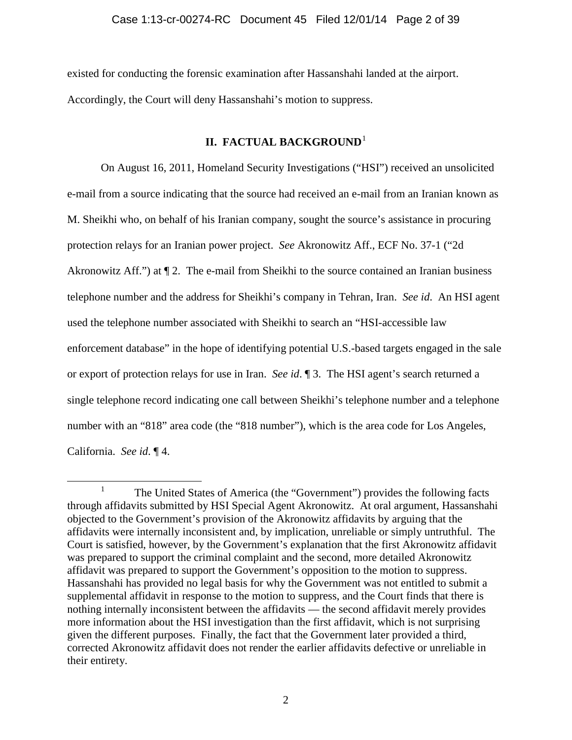existed for conducting the forensic examination after Hassanshahi landed at the airport. Accordingly, the Court will deny Hassanshahi's motion to suppress.

## II. FACTUAL BACKGROUND[1]

On August 16, 2011, Homeland Security Investigations ("HSI") received an unsolicited e-mail from a source indicating that the source had received an e-mail from an Iranian known as M. Sheikhi who, on behalf of his Iranian company, sought the source's assistance in procuring protection relays for an Iranian power project. *See* Akronowitz Aff., ECF No. 37-1 ("2d Akronowitz Aff.") at ¶ 2. The e-mail from Sheikhi to the source contained an Iranian business telephone number and the address for Sheikhi's company in Tehran, Iran. *See id*. An HSI agent used the telephone number associated with Sheikhi to search an "HSI-accessible law enforcement database" in the hope of identifying potential U.S.-based targets engaged in the sale or export of protection relays for use in Iran. *See id*. ¶ 3. The HSI agent's search returned a single telephone record indicating one call between Sheikhi's telephone number and a telephone number with an "818" area code (the "818 number"), which is the area code for Los Angeles, California. *See id*. ¶ 4.

[1] The United States of America (the "Government") provides the following facts through affidavits submitted by HSI Special Agent Akronowitz. At oral argument, Hassanshahi objected to the Government's provision of the Akronowitz affidavits by arguing that the affidavits were internally inconsistent and, by implication, unreliable or simply untruthful. The Court is satisfied, however, by the Government's explanation that the first Akronowitz affidavit was prepared to support the criminal complaint and the second, more detailed Akronowitz affidavit was prepared to support the Government's opposition to the motion to suppress. Hassanshahi has provided no legal basis for why the Government was not entitled to submit a supplemental affidavit in response to the motion to suppress, and the Court finds that there is nothing internally inconsistent between the affidavits — the second affidavit merely provides more information about the HSI investigation than the first affidavit, which is not surprising given the different purposes. Finally, the fact that the Government later provided a third, corrected Akronowitz affidavit does not render the earlier affidavits defective or unreliable in their entirety.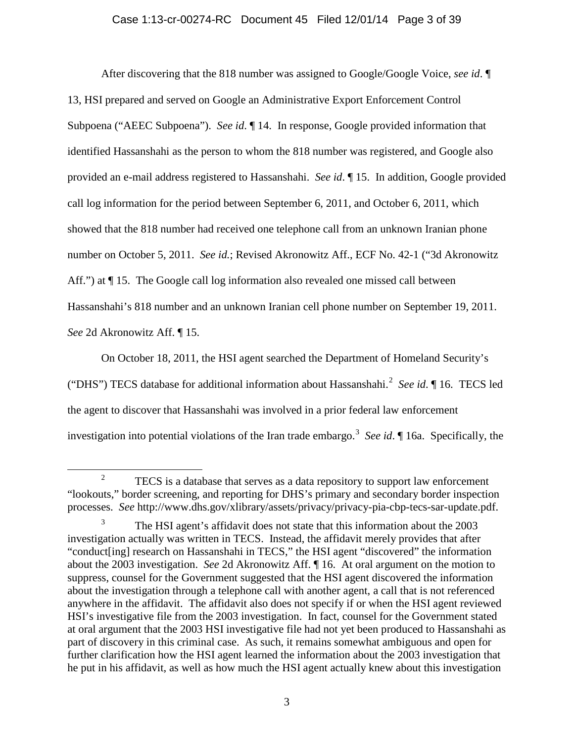After discovering that the 818 number was assigned to Google/Google Voice, *see id*. ¶ 13, HSI prepared and served on Google an Administrative Export Enforcement Control Subpoena ("AEEC Subpoena"). *See id*. ¶ 14. In response, Google provided information that identified Hassanshahi as the person to whom the 818 number was registered, and Google also provided an e-mail address registered to Hassanshahi. *See id*. ¶ 15. In addition, Google provided call log information for the period between September 6, 2011, and October 6, 2011, which showed that the 818 number had received one telephone call from an unknown Iranian phone number on October 5, 2011. *See id.*; Revised Akronowitz Aff., ECF No. 42-1 ("3d Akronowitz Aff.") at ¶ 15. The Google call log information also revealed one missed call between Hassanshahi's 818 number and an unknown Iranian cell phone number on September 19, 2011. *See* 2d Akronowitz Aff. ¶ 15.

On October 18, 2011, the HSI agent searched the Department of Homeland Security's ("DHS") TECS database for additional information about Hassanshahi.[2] *See id*. ¶ 16. TECS led the agent to discover that Hassanshahi was involved in a prior federal law enforcement investigation into potential violations of the Iran trade embargo.[3] *See id*. ¶ 16a. Specifically, the

---

[2] TECS is a database that serves as a data repository to support law enforcement "lookouts," border screening, and reporting for DHS's primary and secondary border inspection processes. *See* http://www.dhs.gov/xlibrary/assets/privacy/privacy-pia-cbp-tecs-sar-update.pdf.

[3] The HSI agent's affidavit does not state that this information about the 2003 investigation actually was written in TECS. Instead, the affidavit merely provides that after "conduct[ing] research on Hassanshahi in TECS," the HSI agent "discovered" the information about the 2003 investigation. *See* 2d Akronowitz Aff. ¶ 16. At oral argument on the motion to suppress, counsel for the Government suggested that the HSI agent discovered the information about the investigation through a telephone call with another agent, a call that is not referenced anywhere in the affidavit. The affidavit also does not specify if or when the HSI agent reviewed HSI's investigative file from the 2003 investigation. In fact, counsel for the Government stated at oral argument that the 2003 HSI investigative file had not yet been produced to Hassanshahi as part of discovery in this criminal case. As such, it remains somewhat ambiguous and open for further clarification how the HSI agent learned the information about the 2003 investigation that he put in his affidavit, as well as how much the HSI agent actually knew about this investigation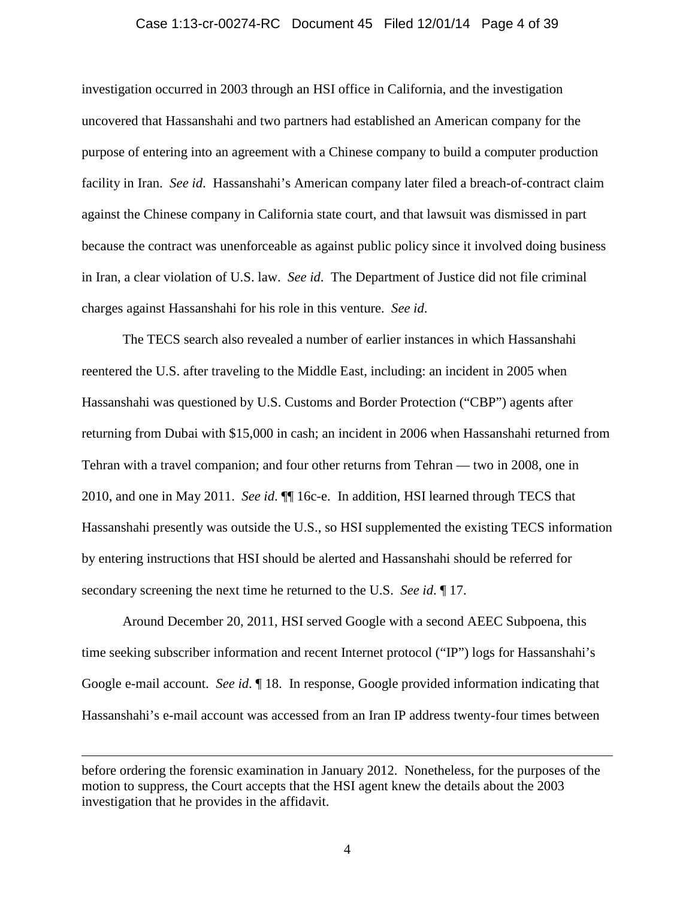investigation occurred in 2003 through an HSI office in California, and the investigation uncovered that Hassanshahi and two partners had established an American company for the purpose of entering into an agreement with a Chinese company to build a computer production facility in Iran. *See id*. Hassanshahi's American company later filed a breach-of-contract claim against the Chinese company in California state court, and that lawsuit was dismissed in part because the contract was unenforceable as against public policy since it involved doing business in Iran, a clear violation of U.S. law. *See id*. The Department of Justice did not file criminal charges against Hassanshahi for his role in this venture. *See id*.

The TECS search also revealed a number of earlier instances in which Hassanshahi reentered the U.S. after traveling to the Middle East, including: an incident in 2005 when Hassanshahi was questioned by U.S. Customs and Border Protection ("CBP") agents after returning from Dubai with $15,000 in cash; an incident in 2006 when Hassanshahi returned from Tehran with a travel companion; and four other returns from Tehran — two in 2008, one in 2010, and one in May 2011. *See id*. ¶¶ 16c-e. In addition, HSI learned through TECS that Hassanshahi presently was outside the U.S., so HSI supplemented the existing TECS information by entering instructions that HSI should be alerted and Hassanshahi should be referred for secondary screening the next time he returned to the U.S. *See id*. ¶ 17.

Around December 20, 2011, HSI served Google with a second AEEC Subpoena, this time seeking subscriber information and recent Internet protocol ("IP") logs for Hassanshahi's Google e-mail account. *See id*. ¶ 18. In response, Google provided information indicating that Hassanshahi's e-mail account was accessed from an Iran IP address twenty-four times between

---

before ordering the forensic examination in January 2012. Nonetheless, for the purposes of the motion to suppress, the Court accepts that the HSI agent knew the details about the 2003 investigation that he provides in the affidavit.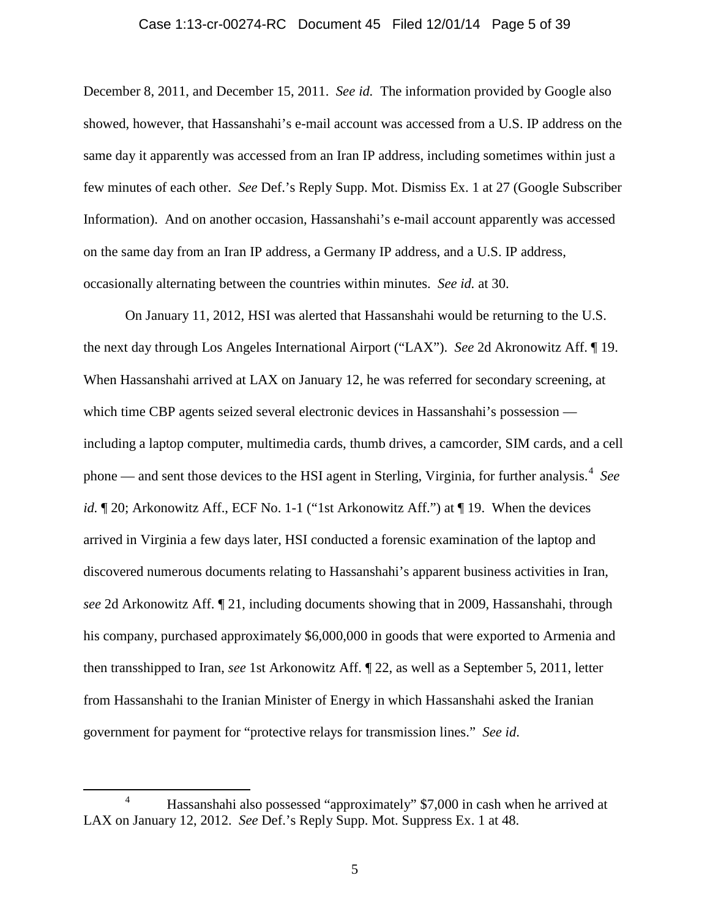December 8, 2011, and December 15, 2011. *See id.* The information provided by Google also showed, however, that Hassanshahi's e-mail account was accessed from a U.S. IP address on the same day it apparently was accessed from an Iran IP address, including sometimes within just a few minutes of each other. *See* Def.'s Reply Supp. Mot. Dismiss Ex. 1 at 27 (Google Subscriber Information). And on another occasion, Hassanshahi's e-mail account apparently was accessed on the same day from an Iran IP address, a Germany IP address, and a U.S. IP address, occasionally alternating between the countries within minutes. *See id.* at 30.

On January 11, 2012, HSI was alerted that Hassanshahi would be returning to the U.S. the next day through Los Angeles International Airport ("LAX"). *See* 2d Akronowitz Aff. ¶ 19. When Hassanshahi arrived at LAX on January 12, he was referred for secondary screening, at which time CBP agents seized several electronic devices in Hassanshahi's possession — including a laptop computer, multimedia cards, thumb drives, a camcorder, SIM cards, and a cell phone — and sent those devices to the HSI agent in Sterling, Virginia, for further analysis.[4] *See id.* ¶ 20; Arkonowitz Aff., ECF No. 1-1 ("1st Arkonowitz Aff.") at ¶ 19. When the devices arrived in Virginia a few days later, HSI conducted a forensic examination of the laptop and discovered numerous documents relating to Hassanshahi's apparent business activities in Iran, *see* 2d Arkonowitz Aff. ¶ 21, including documents showing that in 2009, Hassanshahi, through his company, purchased approximately $6,000,000 in goods that were exported to Armenia and then transshipped to Iran, *see* 1st Arkonowitz Aff. ¶ 22, as well as a September 5, 2011, letter from Hassanshahi to the Iranian Minister of Energy in which Hassanshahi asked the Iranian government for payment for "protective relays for transmission lines." *See id.*

---

[4] Hassanshahi also possessed "approximately" $7,000 in cash when he arrived at LAX on January 12, 2012. *See* Def.'s Reply Supp. Mot. Suppress Ex. 1 at 48.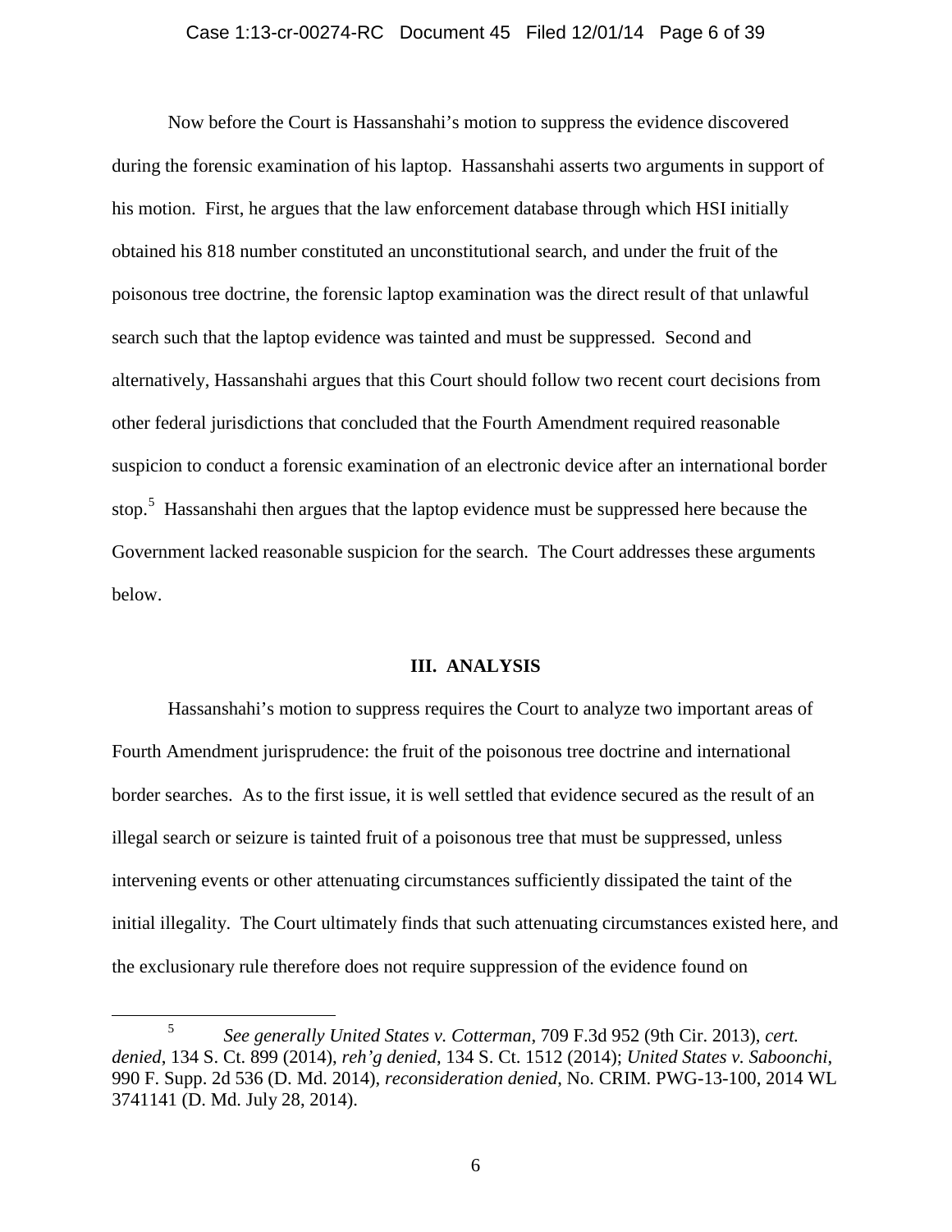Now before the Court is Hassanshahi's motion to suppress the evidence discovered during the forensic examination of his laptop. Hassanshahi asserts two arguments in support of his motion. First, he argues that the law enforcement database through which HSI initially obtained his 818 number constituted an unconstitutional search, and under the fruit of the poisonous tree doctrine, the forensic laptop examination was the direct result of that unlawful search such that the laptop evidence was tainted and must be suppressed. Second and alternatively, Hassanshahi argues that this Court should follow two recent court decisions from other federal jurisdictions that concluded that the Fourth Amendment required reasonable suspicion to conduct a forensic examination of an electronic device after an international border stop.[5] Hassanshahi then argues that the laptop evidence must be suppressed here because the Government lacked reasonable suspicion for the search. The Court addresses these arguments below.

## III. ANALYSIS

Hassanshahi's motion to suppress requires the Court to analyze two important areas of Fourth Amendment jurisprudence: the fruit of the poisonous tree doctrine and international border searches. As to the first issue, it is well settled that evidence secured as the result of an illegal search or seizure is tainted fruit of a poisonous tree that must be suppressed, unless intervening events or other attenuating circumstances sufficiently dissipated the taint of the initial illegality. The Court ultimately finds that such attenuating circumstances existed here, and the exclusionary rule therefore does not require suppression of the evidence found on

[5] *See generally United States v. Cotterman*, 709 F.3d 952 (9th Cir. 2013), *cert. denied*, 134 S. Ct. 899 (2014), *reh'g denied*, 134 S. Ct. 1512 (2014); *United States v. Saboonchi*, 990 F. Supp. 2d 536 (D. Md. 2014), *reconsideration denied*, No. CRIM. PWG-13-100, 2014 WL 3741141 (D. Md. July 28, 2014).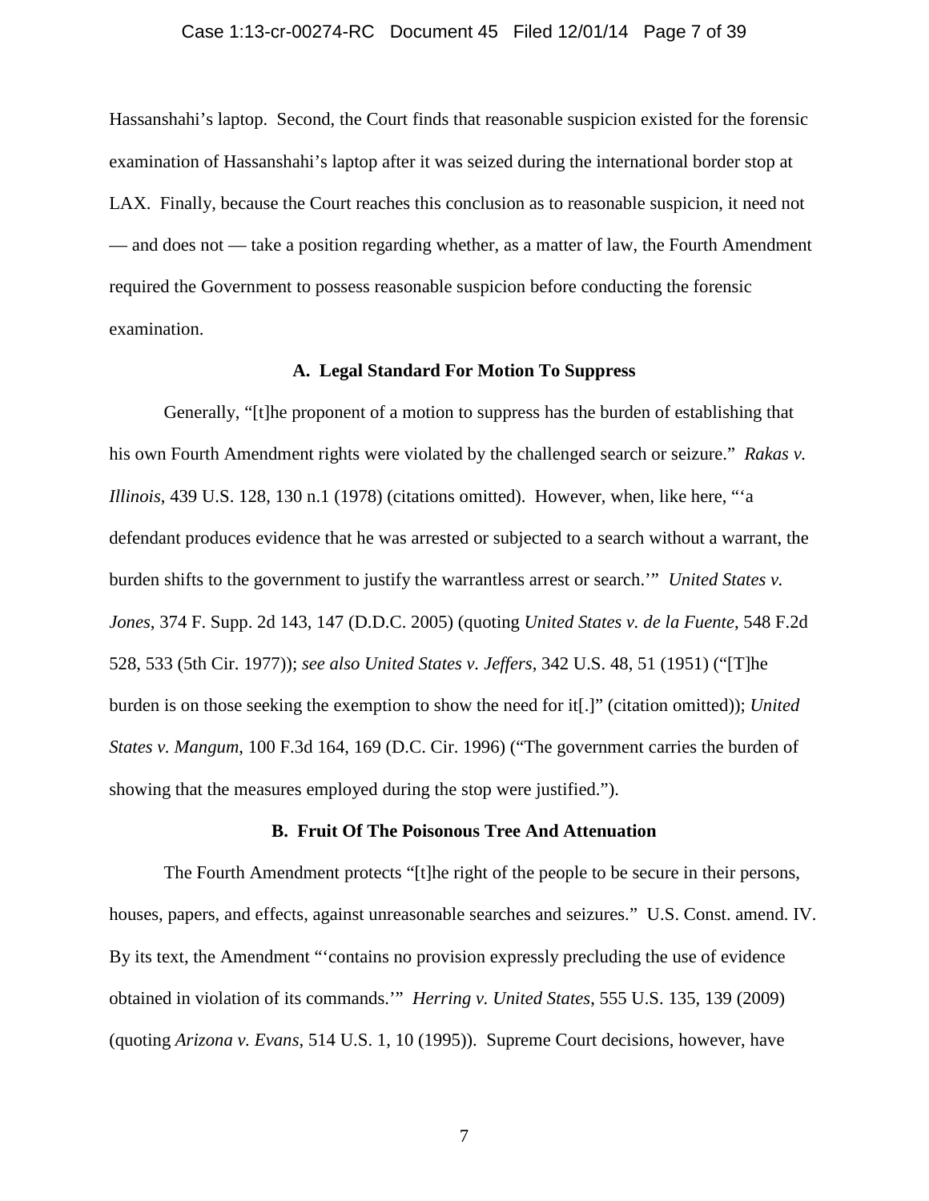Hassanshahi's laptop. Second, the Court finds that reasonable suspicion existed for the forensic examination of Hassanshahi's laptop after it was seized during the international border stop at LAX. Finally, because the Court reaches this conclusion as to reasonable suspicion, it need not — and does not — take a position regarding whether, as a matter of law, the Fourth Amendment required the Government to possess reasonable suspicion before conducting the forensic examination.

### A. Legal Standard For Motion To Suppress

Generally, "[t]he proponent of a motion to suppress has the burden of establishing that his own Fourth Amendment rights were violated by the challenged search or seizure." *Rakas v. Illinois*, 439 U.S. 128, 130 n.1 (1978) (citations omitted). However, when, like here, "'a defendant produces evidence that he was arrested or subjected to a search without a warrant, the burden shifts to the government to justify the warrantless arrest or search.'" *United States v. Jones*, 374 F. Supp. 2d 143, 147 (D.D.C. 2005) (quoting *United States v. de la Fuente*, 548 F.2d 528, 533 (5th Cir. 1977)); *see also United States v. Jeffers*, 342 U.S. 48, 51 (1951) ("[T]he burden is on those seeking the exemption to show the need for it[.]" (citation omitted)); *United States v. Mangum*, 100 F.3d 164, 169 (D.C. Cir. 1996) ("The government carries the burden of showing that the measures employed during the stop were justified.").

### B. Fruit Of The Poisonous Tree And Attenuation

The Fourth Amendment protects "[t]he right of the people to be secure in their persons, houses, papers, and effects, against unreasonable searches and seizures." U.S. Const. amend. IV. By its text, the Amendment "'contains no provision expressly precluding the use of evidence obtained in violation of its commands.'" *Herring v. United States*, 555 U.S. 135, 139 (2009) (quoting *Arizona v. Evans*, 514 U.S. 1, 10 (1995)). Supreme Court decisions, however, have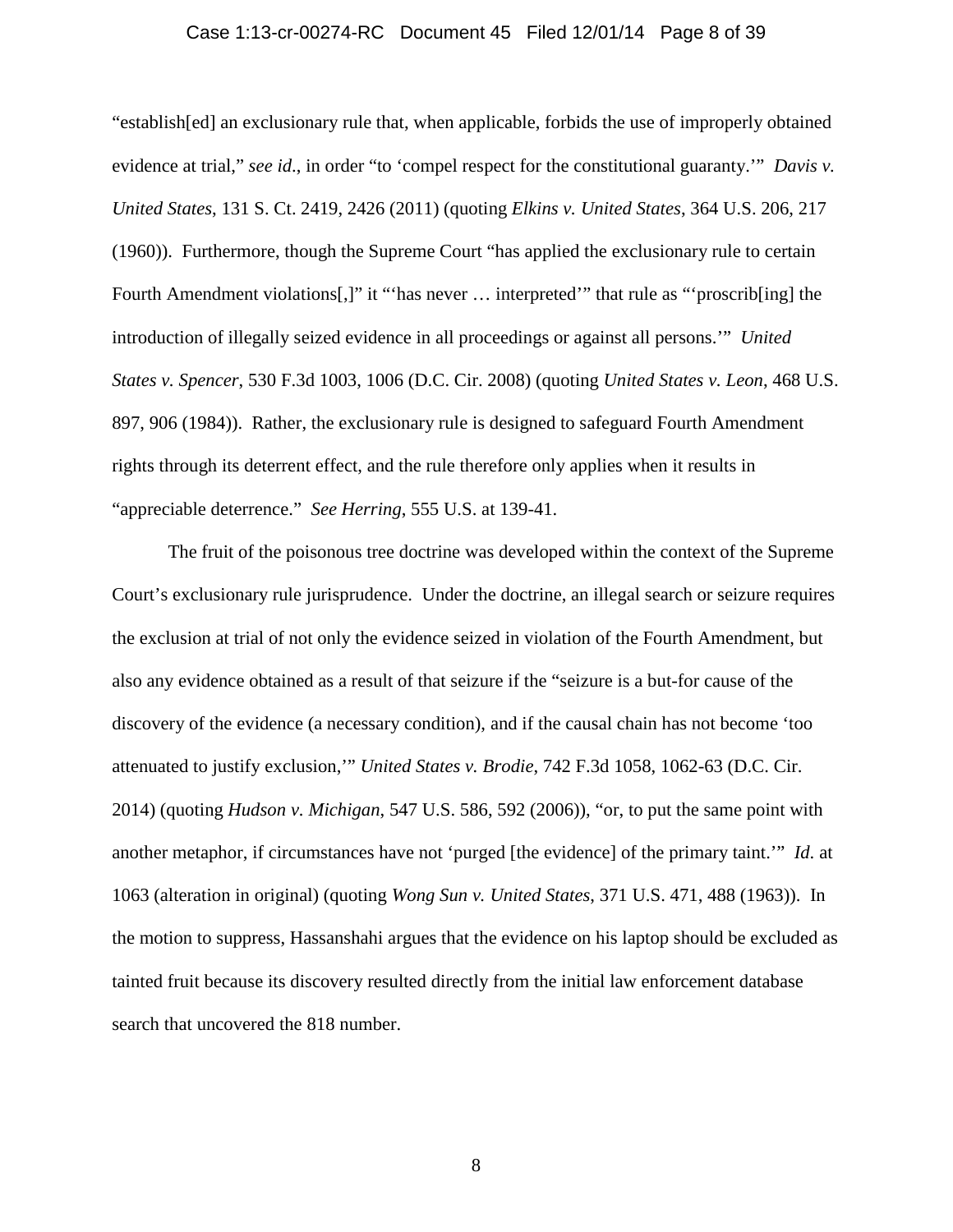"establish[ed] an exclusionary rule that, when applicable, forbids the use of improperly obtained evidence at trial," *see id*., in order "to 'compel respect for the constitutional guaranty.'" *Davis v. United States*, 131 S. Ct. 2419, 2426 (2011) (quoting *Elkins v. United States*, 364 U.S. 206, 217 (1960)). Furthermore, though the Supreme Court "has applied the exclusionary rule to certain Fourth Amendment violations[,]" it "'has never … interpreted'" that rule as "'proscrib[ing] the introduction of illegally seized evidence in all proceedings or against all persons.'" *United States v. Spencer*, 530 F.3d 1003, 1006 (D.C. Cir. 2008) (quoting *United States v. Leon*, 468 U.S. 897, 906 (1984)). Rather, the exclusionary rule is designed to safeguard Fourth Amendment rights through its deterrent effect, and the rule therefore only applies when it results in "appreciable deterrence." *See Herring*, 555 U.S. at 139-41.

The fruit of the poisonous tree doctrine was developed within the context of the Supreme Court's exclusionary rule jurisprudence. Under the doctrine, an illegal search or seizure requires the exclusion at trial of not only the evidence seized in violation of the Fourth Amendment, but also any evidence obtained as a result of that seizure if the "seizure is a but-for cause of the discovery of the evidence (a necessary condition), and if the causal chain has not become 'too attenuated to justify exclusion,'" *United States v. Brodie*, 742 F.3d 1058, 1062-63 (D.C. Cir. 2014) (quoting *Hudson v. Michigan*, 547 U.S. 586, 592 (2006)), "or, to put the same point with another metaphor, if circumstances have not 'purged [the evidence] of the primary taint.'" *Id*. at 1063 (alteration in original) (quoting *Wong Sun v. United States*, 371 U.S. 471, 488 (1963)). In the motion to suppress, Hassanshahi argues that the evidence on his laptop should be excluded as tainted fruit because its discovery resulted directly from the initial law enforcement database search that uncovered the 818 number.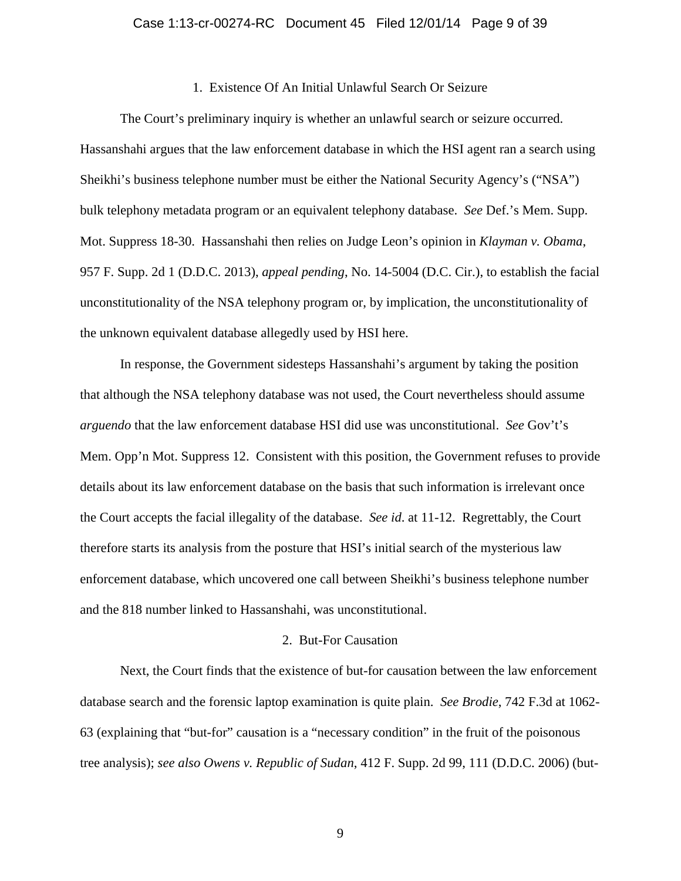### 1. Existence Of An Initial Unlawful Search Or Seizure

The Court's preliminary inquiry is whether an unlawful search or seizure occurred. Hassanshahi argues that the law enforcement database in which the HSI agent ran a search using Sheikhi's business telephone number must be either the National Security Agency's ("NSA") bulk telephony metadata program or an equivalent telephony database. *See* Def.'s Mem. Supp. Mot. Suppress 18-30. Hassanshahi then relies on Judge Leon's opinion in *Klayman v. Obama*, 957 F. Supp. 2d 1 (D.D.C. 2013), *appeal pending*, No. 14-5004 (D.C. Cir.), to establish the facial unconstitutionality of the NSA telephony program or, by implication, the unconstitutionality of the unknown equivalent database allegedly used by HSI here.

In response, the Government sidesteps Hassanshahi's argument by taking the position that although the NSA telephony database was not used, the Court nevertheless should assume *arguendo* that the law enforcement database HSI did use was unconstitutional. *See* Gov't's Mem. Opp'n Mot. Suppress 12. Consistent with this position, the Government refuses to provide details about its law enforcement database on the basis that such information is irrelevant once the Court accepts the facial illegality of the database. *See id*. at 11-12. Regrettably, the Court therefore starts its analysis from the posture that HSI's initial search of the mysterious law enforcement database, which uncovered one call between Sheikhi's business telephone number and the 818 number linked to Hassanshahi, was unconstitutional.

### 2. But-For Causation

Next, the Court finds that the existence of but-for causation between the law enforcement database search and the forensic laptop examination is quite plain. *See Brodie*, 742 F.3d at 1062-63 (explaining that "but-for" causation is a "necessary condition" in the fruit of the poisonous tree analysis); *see also Owens v. Republic of Sudan*, 412 F. Supp. 2d 99, 111 (D.D.C. 2006) (but-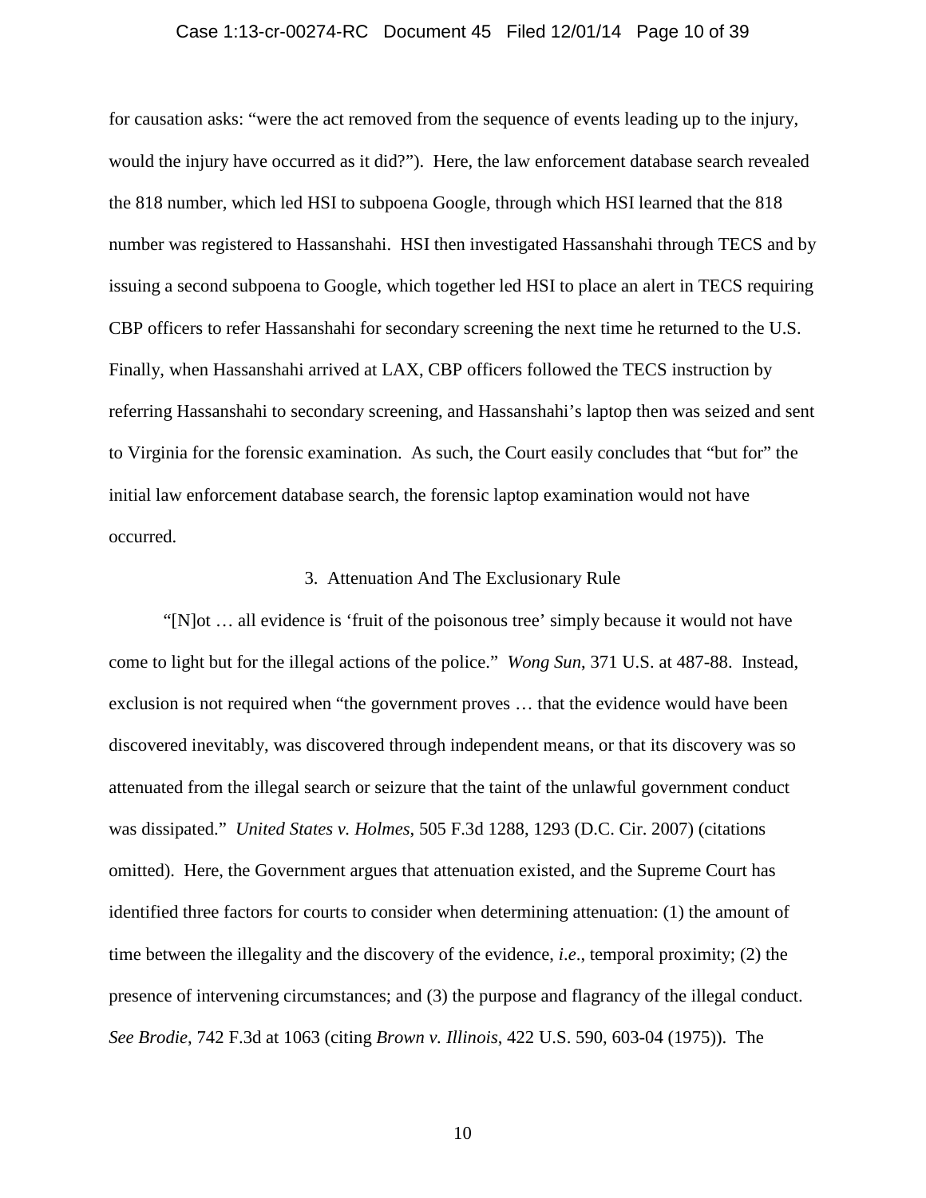for causation asks: "were the act removed from the sequence of events leading up to the injury, would the injury have occurred as it did?"). Here, the law enforcement database search revealed the 818 number, which led HSI to subpoena Google, through which HSI learned that the 818 number was registered to Hassanshahi. HSI then investigated Hassanshahi through TECS and by issuing a second subpoena to Google, which together led HSI to place an alert in TECS requiring CBP officers to refer Hassanshahi for secondary screening the next time he returned to the U.S. Finally, when Hassanshahi arrived at LAX, CBP officers followed the TECS instruction by referring Hassanshahi to secondary screening, and Hassanshahi's laptop then was seized and sent to Virginia for the forensic examination. As such, the Court easily concludes that "but for" the initial law enforcement database search, the forensic laptop examination would not have occurred.

### 3. Attenuation And The Exclusionary Rule

"[N]ot … all evidence is 'fruit of the poisonous tree' simply because it would not have come to light but for the illegal actions of the police." *Wong Sun*, 371 U.S. at 487-88. Instead, exclusion is not required when "the government proves … that the evidence would have been discovered inevitably, was discovered through independent means, or that its discovery was so attenuated from the illegal search or seizure that the taint of the unlawful government conduct was dissipated." *United States v. Holmes*, 505 F.3d 1288, 1293 (D.C. Cir. 2007) (citations omitted). Here, the Government argues that attenuation existed, and the Supreme Court has identified three factors for courts to consider when determining attenuation: (1) the amount of time between the illegality and the discovery of the evidence, *i.e*., temporal proximity; (2) the presence of intervening circumstances; and (3) the purpose and flagrancy of the illegal conduct. *See Brodie*, 742 F.3d at 1063 (citing *Brown v. Illinois*, 422 U.S. 590, 603-04 (1975)). The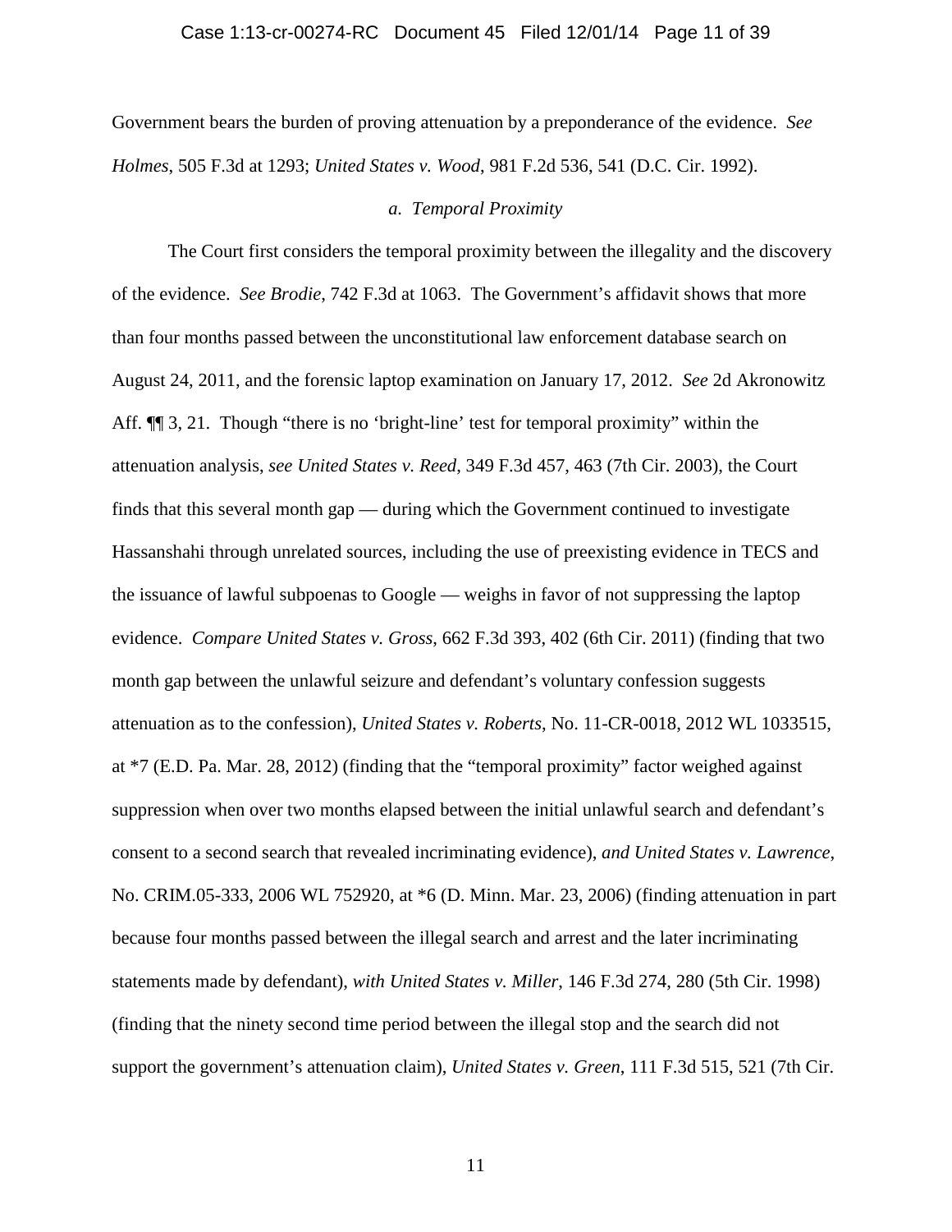Government bears the burden of proving attenuation by a preponderance of the evidence. *See Holmes*, 505 F.3d at 1293; *United States v. Wood*, 981 F.2d 536, 541 (D.C. Cir. 1992).

*a. Temporal Proximity*

The Court first considers the temporal proximity between the illegality and the discovery of the evidence. *See Brodie*, 742 F.3d at 1063. The Government's affidavit shows that more than four months passed between the unconstitutional law enforcement database search on August 24, 2011, and the forensic laptop examination on January 17, 2012. *See* 2d Akronowitz Aff. ¶¶ 3, 21. Though "there is no 'bright-line' test for temporal proximity" within the attenuation analysis, *see United States v. Reed*, 349 F.3d 457, 463 (7th Cir. 2003), the Court finds that this several month gap — during which the Government continued to investigate Hassanshahi through unrelated sources, including the use of preexisting evidence in TECS and the issuance of lawful subpoenas to Google — weighs in favor of not suppressing the laptop evidence. *Compare United States v. Gross*, 662 F.3d 393, 402 (6th Cir. 2011) (finding that two month gap between the unlawful seizure and defendant's voluntary confession suggests attenuation as to the confession), *United States v. Roberts*, No. 11-CR-0018, 2012 WL 1033515, at *7 (E.D. Pa. Mar. 28, 2012) (finding that the "temporal proximity" factor weighed against suppression when over two months elapsed between the initial unlawful search and defendant's consent to a second search that revealed incriminating evidence), *and United States v. Lawrence*, No. CRIM.05-333, 2006 WL 752920, at *6 (D. Minn. Mar. 23, 2006) (finding attenuation in part because four months passed between the illegal search and arrest and the later incriminating statements made by defendant), *with United States v. Miller*, 146 F.3d 274, 280 (5th Cir. 1998) (finding that the ninety second time period between the illegal stop and the search did not support the government's attenuation claim), *United States v. Green*, 111 F.3d 515, 521 (7th Cir.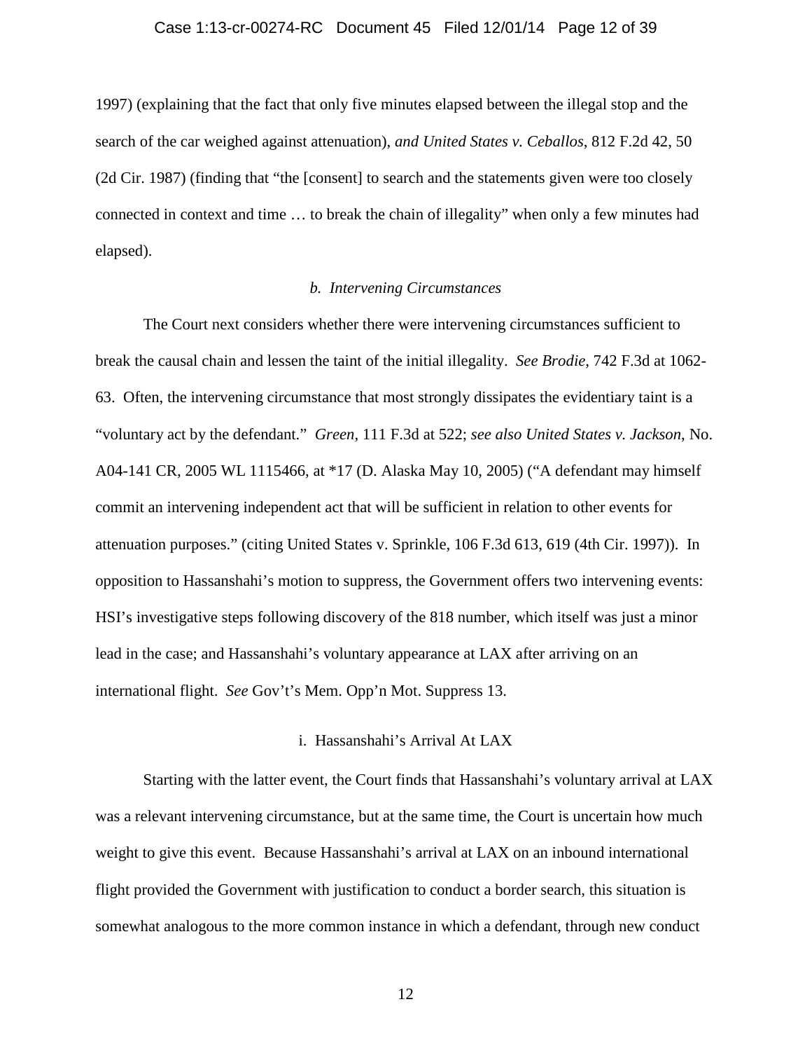1997) (explaining that the fact that only five minutes elapsed between the illegal stop and the search of the car weighed against attenuation), *and United States v. Ceballos*, 812 F.2d 42, 50 (2d Cir. 1987) (finding that "the [consent] to search and the statements given were too closely connected in context and time … to break the chain of illegality" when only a few minutes had elapsed).

*b. Intervening Circumstances*

The Court next considers whether there were intervening circumstances sufficient to break the causal chain and lessen the taint of the initial illegality. *See Brodie*, 742 F.3d at 1062-63. Often, the intervening circumstance that most strongly dissipates the evidentiary taint is a "voluntary act by the defendant." *Green*, 111 F.3d at 522; *see also United States v. Jackson*, No. A04-141 CR, 2005 WL 1115466, at *17 (D. Alaska May 10, 2005) ("A defendant may himself commit an intervening independent act that will be sufficient in relation to other events for attenuation purposes." (citing United States v. Sprinkle, 106 F.3d 613, 619 (4th Cir. 1997)). In opposition to Hassanshahi's motion to suppress, the Government offers two intervening events: HSI's investigative steps following discovery of the 818 number, which itself was just a minor lead in the case; and Hassanshahi's voluntary appearance at LAX after arriving on an international flight. *See* Gov't's Mem. Opp'n Mot. Suppress 13.

i. Hassanshahi's Arrival At LAX

Starting with the latter event, the Court finds that Hassanshahi's voluntary arrival at LAX was a relevant intervening circumstance, but at the same time, the Court is uncertain how much weight to give this event. Because Hassanshahi's arrival at LAX on an inbound international flight provided the Government with justification to conduct a border search, this situation is somewhat analogous to the more common instance in which a defendant, through new conduct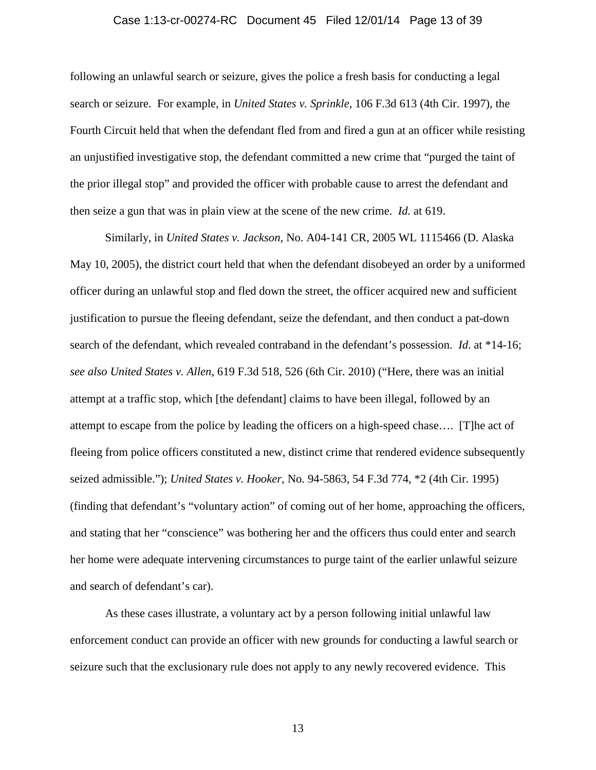following an unlawful search or seizure, gives the police a fresh basis for conducting a legal search or seizure. For example, in *United States v. Sprinkle*, 106 F.3d 613 (4th Cir. 1997), the Fourth Circuit held that when the defendant fled from and fired a gun at an officer while resisting an unjustified investigative stop, the defendant committed a new crime that "purged the taint of the prior illegal stop" and provided the officer with probable cause to arrest the defendant and then seize a gun that was in plain view at the scene of the new crime. *Id.* at 619.

Similarly, in *United States v. Jackson*, No. A04-141 CR, 2005 WL 1115466 (D. Alaska May 10, 2005), the district court held that when the defendant disobeyed an order by a uniformed officer during an unlawful stop and fled down the street, the officer acquired new and sufficient justification to pursue the fleeing defendant, seize the defendant, and then conduct a pat-down search of the defendant, which revealed contraband in the defendant's possession. *Id*. at *14-16; *see also United States v. Allen*, 619 F.3d 518, 526 (6th Cir. 2010) ("Here, there was an initial attempt at a traffic stop, which [the defendant] claims to have been illegal, followed by an attempt to escape from the police by leading the officers on a high-speed chase…. [T]he act of fleeing from police officers constituted a new, distinct crime that rendered evidence subsequently seized admissible."); *United States v. Hooker*, No. 94-5863, 54 F.3d 774, *2 (4th Cir. 1995) (finding that defendant's "voluntary action" of coming out of her home, approaching the officers, and stating that her "conscience" was bothering her and the officers thus could enter and search her home were adequate intervening circumstances to purge taint of the earlier unlawful seizure and search of defendant's car).

As these cases illustrate, a voluntary act by a person following initial unlawful law enforcement conduct can provide an officer with new grounds for conducting a lawful search or seizure such that the exclusionary rule does not apply to any newly recovered evidence. This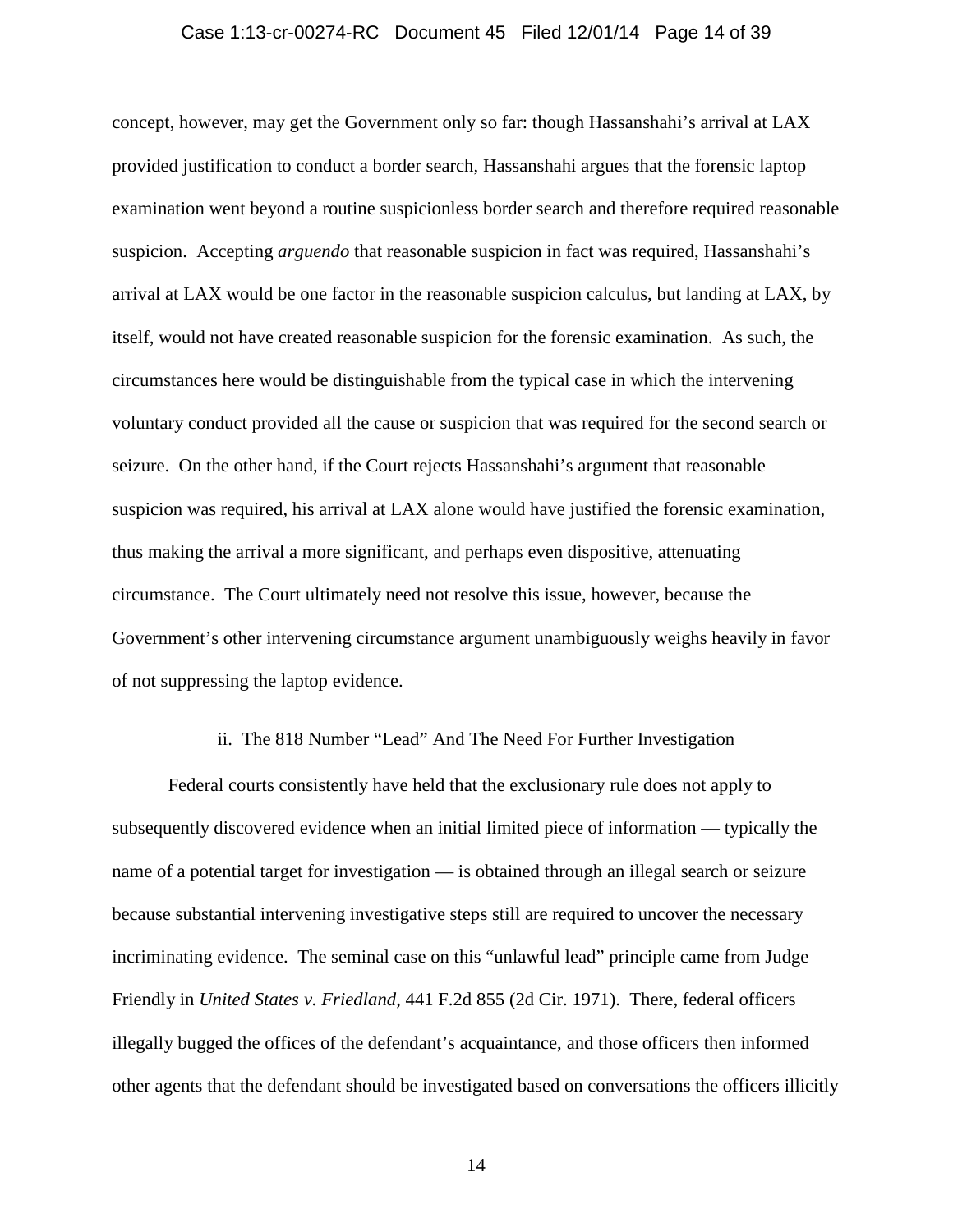concept, however, may get the Government only so far: though Hassanshahi's arrival at LAX provided justification to conduct a border search, Hassanshahi argues that the forensic laptop examination went beyond a routine suspicionless border search and therefore required reasonable suspicion. Accepting *arguendo* that reasonable suspicion in fact was required, Hassanshahi's arrival at LAX would be one factor in the reasonable suspicion calculus, but landing at LAX, by itself, would not have created reasonable suspicion for the forensic examination. As such, the circumstances here would be distinguishable from the typical case in which the intervening voluntary conduct provided all the cause or suspicion that was required for the second search or seizure. On the other hand, if the Court rejects Hassanshahi's argument that reasonable suspicion was required, his arrival at LAX alone would have justified the forensic examination, thus making the arrival a more significant, and perhaps even dispositive, attenuating circumstance. The Court ultimately need not resolve this issue, however, because the Government's other intervening circumstance argument unambiguously weighs heavily in favor of not suppressing the laptop evidence.

ii. The 818 Number "Lead" And The Need For Further Investigation

Federal courts consistently have held that the exclusionary rule does not apply to subsequently discovered evidence when an initial limited piece of information — typically the name of a potential target for investigation — is obtained through an illegal search or seizure because substantial intervening investigative steps still are required to uncover the necessary incriminating evidence. The seminal case on this "unlawful lead" principle came from Judge Friendly in *United States v. Friedland*, 441 F.2d 855 (2d Cir. 1971). There, federal officers illegally bugged the offices of the defendant's acquaintance, and those officers then informed other agents that the defendant should be investigated based on conversations the officers illicitly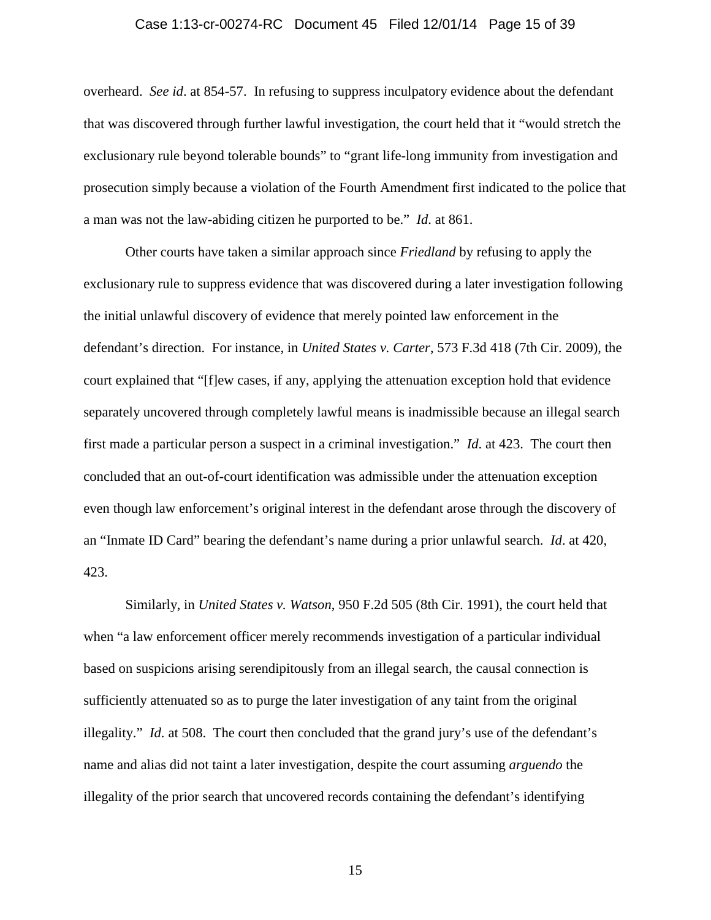overheard. *See id*. at 854-57. In refusing to suppress inculpatory evidence about the defendant that was discovered through further lawful investigation, the court held that it "would stretch the exclusionary rule beyond tolerable bounds" to "grant life-long immunity from investigation and prosecution simply because a violation of the Fourth Amendment first indicated to the police that a man was not the law-abiding citizen he purported to be." *Id*. at 861.

Other courts have taken a similar approach since *Friedland* by refusing to apply the exclusionary rule to suppress evidence that was discovered during a later investigation following the initial unlawful discovery of evidence that merely pointed law enforcement in the defendant's direction. For instance, in *United States v. Carter*, 573 F.3d 418 (7th Cir. 2009), the court explained that "[f]ew cases, if any, applying the attenuation exception hold that evidence separately uncovered through completely lawful means is inadmissible because an illegal search first made a particular person a suspect in a criminal investigation." *Id*. at 423. The court then concluded that an out-of-court identification was admissible under the attenuation exception even though law enforcement's original interest in the defendant arose through the discovery of an "Inmate ID Card" bearing the defendant's name during a prior unlawful search. *Id*. at 420, 423.

Similarly, in *United States v. Watson*, 950 F.2d 505 (8th Cir. 1991), the court held that when "a law enforcement officer merely recommends investigation of a particular individual based on suspicions arising serendipitously from an illegal search, the causal connection is sufficiently attenuated so as to purge the later investigation of any taint from the original illegality." *Id*. at 508. The court then concluded that the grand jury's use of the defendant's name and alias did not taint a later investigation, despite the court assuming *arguendo* the illegality of the prior search that uncovered records containing the defendant's identifying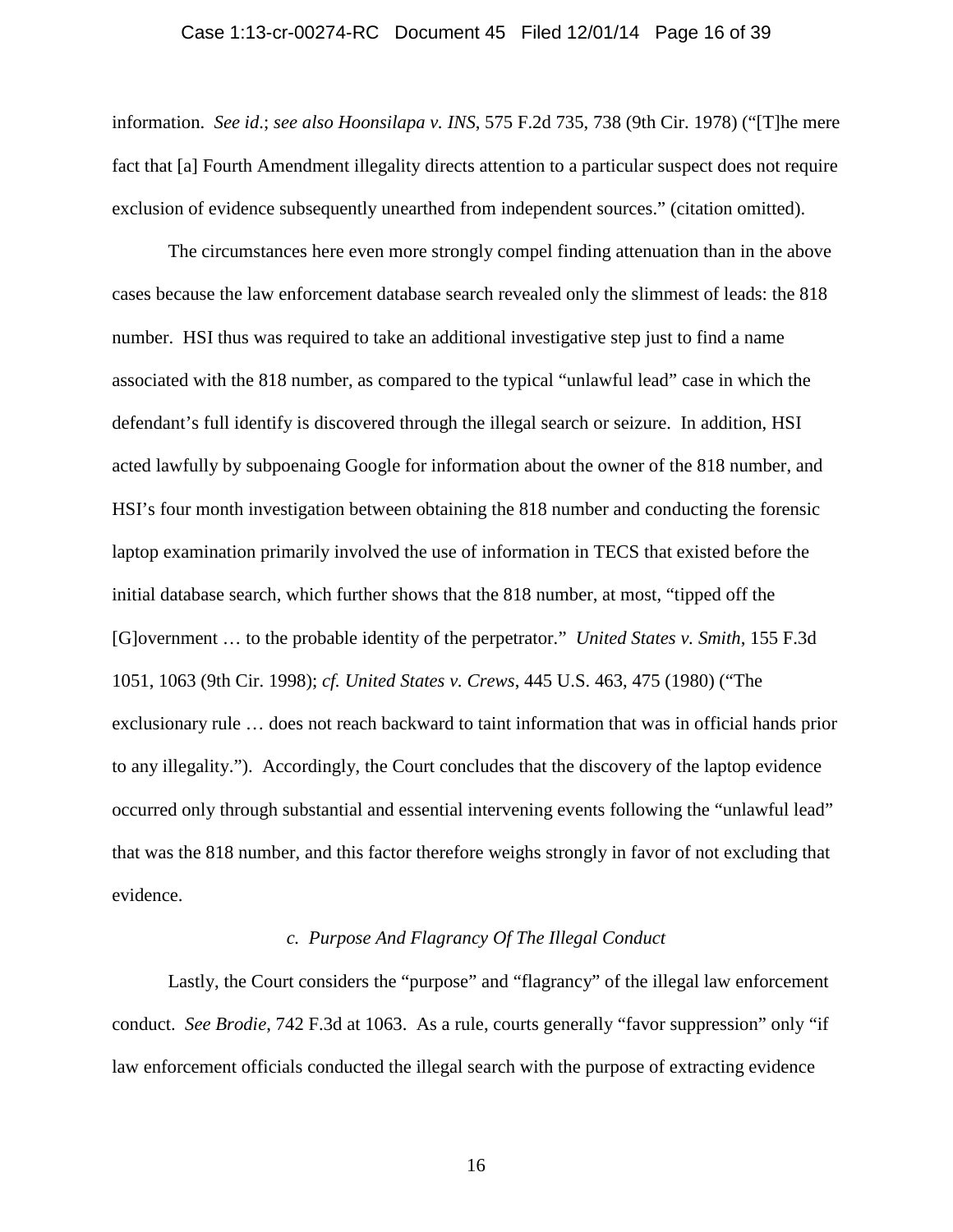information. *See id*.; *see also Hoonsilapa v. INS*, 575 F.2d 735, 738 (9th Cir. 1978) ("[T]he mere fact that [a] Fourth Amendment illegality directs attention to a particular suspect does not require exclusion of evidence subsequently unearthed from independent sources." (citation omitted).

The circumstances here even more strongly compel finding attenuation than in the above cases because the law enforcement database search revealed only the slimmest of leads: the 818 number. HSI thus was required to take an additional investigative step just to find a name associated with the 818 number, as compared to the typical "unlawful lead" case in which the defendant's full identify is discovered through the illegal search or seizure. In addition, HSI acted lawfully by subpoenaing Google for information about the owner of the 818 number, and HSI's four month investigation between obtaining the 818 number and conducting the forensic laptop examination primarily involved the use of information in TECS that existed before the initial database search, which further shows that the 818 number, at most, "tipped off the [G]overnment … to the probable identity of the perpetrator." *United States v. Smith*, 155 F.3d 1051, 1063 (9th Cir. 1998); *cf. United States v. Crews*, 445 U.S. 463, 475 (1980) ("The exclusionary rule … does not reach backward to taint information that was in official hands prior to any illegality."). Accordingly, the Court concludes that the discovery of the laptop evidence occurred only through substantial and essential intervening events following the "unlawful lead" that was the 818 number, and this factor therefore weighs strongly in favor of not excluding that evidence.

*c. Purpose And Flagrancy Of The Illegal Conduct*

Lastly, the Court considers the "purpose" and "flagrancy" of the illegal law enforcement conduct. *See Brodie*, 742 F.3d at 1063. As a rule, courts generally "favor suppression" only "if law enforcement officials conducted the illegal search with the purpose of extracting evidence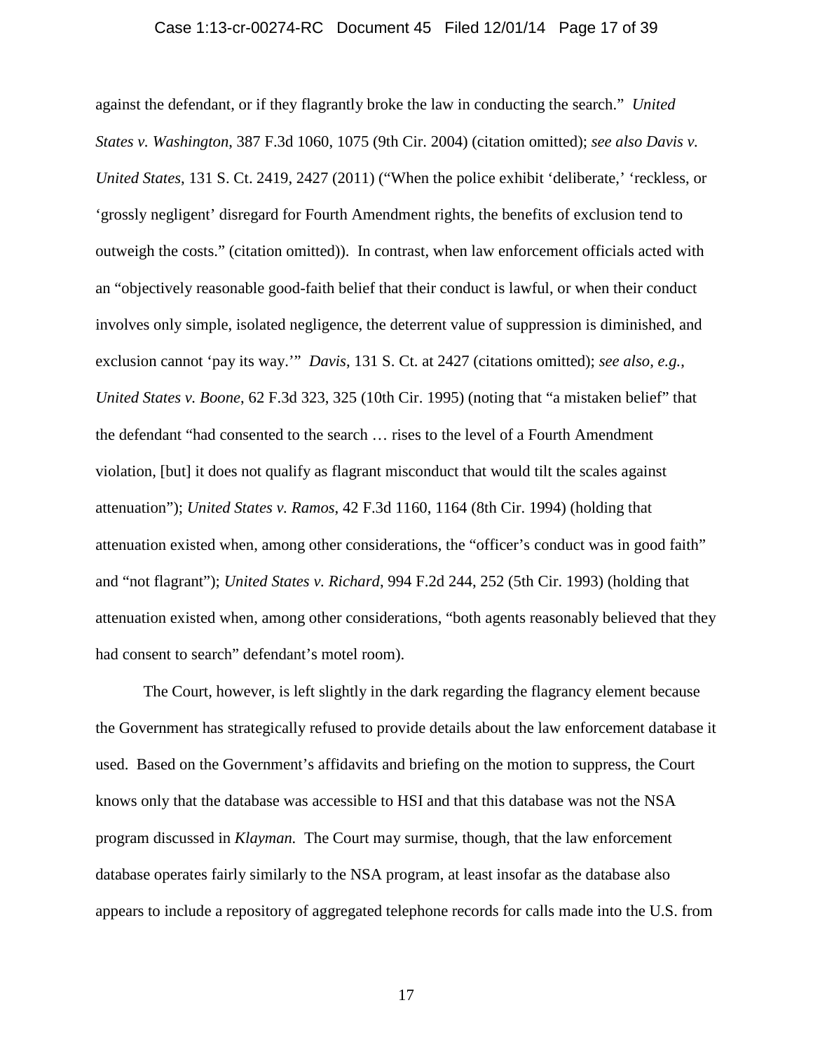against the defendant, or if they flagrantly broke the law in conducting the search." *United States v. Washington*, 387 F.3d 1060, 1075 (9th Cir. 2004) (citation omitted); *see also Davis v. United States*, 131 S. Ct. 2419, 2427 (2011) ("When the police exhibit 'deliberate,' 'reckless, or 'grossly negligent' disregard for Fourth Amendment rights, the benefits of exclusion tend to outweigh the costs." (citation omitted)). In contrast, when law enforcement officials acted with an "objectively reasonable good-faith belief that their conduct is lawful, or when their conduct involves only simple, isolated negligence, the deterrent value of suppression is diminished, and exclusion cannot 'pay its way.'" *Davis*, 131 S. Ct. at 2427 (citations omitted); *see also, e.g.*, *United States v. Boone*, 62 F.3d 323, 325 (10th Cir. 1995) (noting that "a mistaken belief" that the defendant "had consented to the search … rises to the level of a Fourth Amendment violation, [but] it does not qualify as flagrant misconduct that would tilt the scales against attenuation"); *United States v. Ramos*, 42 F.3d 1160, 1164 (8th Cir. 1994) (holding that attenuation existed when, among other considerations, the "officer's conduct was in good faith" and "not flagrant"); *United States v. Richard*, 994 F.2d 244, 252 (5th Cir. 1993) (holding that attenuation existed when, among other considerations, "both agents reasonably believed that they had consent to search" defendant's motel room).

The Court, however, is left slightly in the dark regarding the flagrancy element because the Government has strategically refused to provide details about the law enforcement database it used. Based on the Government's affidavits and briefing on the motion to suppress, the Court knows only that the database was accessible to HSI and that this database was not the NSA program discussed in *Klayman.* The Court may surmise, though, that the law enforcement database operates fairly similarly to the NSA program, at least insofar as the database also appears to include a repository of aggregated telephone records for calls made into the U.S. from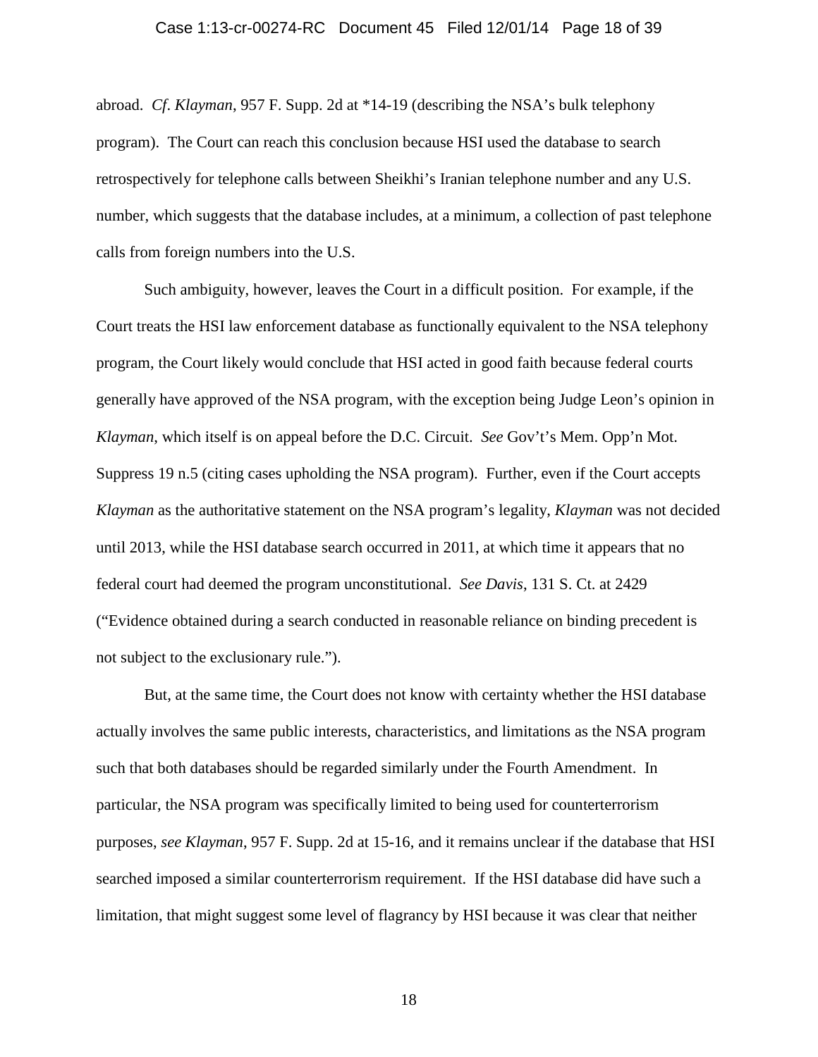abroad. *Cf. Klayman*, 957 F. Supp. 2d at *14-19 (describing the NSA's bulk telephony program). The Court can reach this conclusion because HSI used the database to search retrospectively for telephone calls between Sheikhi's Iranian telephone number and any U.S. number, which suggests that the database includes, at a minimum, a collection of past telephone calls from foreign numbers into the U.S.

Such ambiguity, however, leaves the Court in a difficult position. For example, if the Court treats the HSI law enforcement database as functionally equivalent to the NSA telephony program, the Court likely would conclude that HSI acted in good faith because federal courts generally have approved of the NSA program, with the exception being Judge Leon's opinion in *Klayman*, which itself is on appeal before the D.C. Circuit. *See* Gov't's Mem. Opp'n Mot. Suppress 19 n.5 (citing cases upholding the NSA program). Further, even if the Court accepts *Klayman* as the authoritative statement on the NSA program's legality, *Klayman* was not decided until 2013, while the HSI database search occurred in 2011, at which time it appears that no federal court had deemed the program unconstitutional. *See Davis*, 131 S. Ct. at 2429 ("Evidence obtained during a search conducted in reasonable reliance on binding precedent is not subject to the exclusionary rule.").

But, at the same time, the Court does not know with certainty whether the HSI database actually involves the same public interests, characteristics, and limitations as the NSA program such that both databases should be regarded similarly under the Fourth Amendment. In particular, the NSA program was specifically limited to being used for counterterrorism purposes, *see Klayman*, 957 F. Supp. 2d at 15-16, and it remains unclear if the database that HSI searched imposed a similar counterterrorism requirement. If the HSI database did have such a limitation, that might suggest some level of flagrancy by HSI because it was clear that neither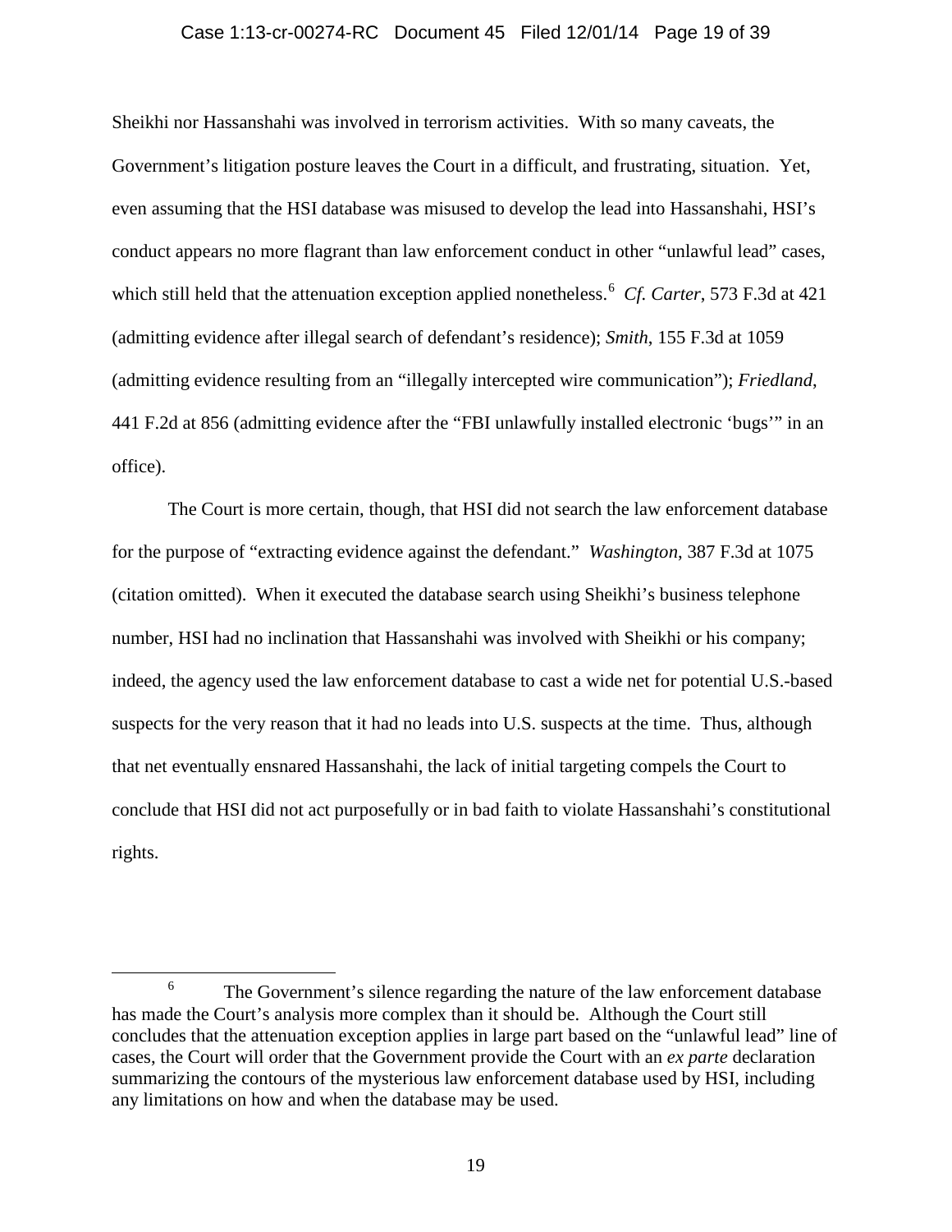Sheikhi nor Hassanshahi was involved in terrorism activities. With so many caveats, the Government's litigation posture leaves the Court in a difficult, and frustrating, situation. Yet, even assuming that the HSI database was misused to develop the lead into Hassanshahi, HSI's conduct appears no more flagrant than law enforcement conduct in other "unlawful lead" cases, which still held that the attenuation exception applied nonetheless.[6] *Cf. Carter*, 573 F.3d at 421 (admitting evidence after illegal search of defendant's residence); *Smith*, 155 F.3d at 1059 (admitting evidence resulting from an "illegally intercepted wire communication"); *Friedland*, 441 F.2d at 856 (admitting evidence after the "FBI unlawfully installed electronic 'bugs'" in an office).

The Court is more certain, though, that HSI did not search the law enforcement database for the purpose of "extracting evidence against the defendant." *Washington*, 387 F.3d at 1075 (citation omitted). When it executed the database search using Sheikhi's business telephone number, HSI had no inclination that Hassanshahi was involved with Sheikhi or his company; indeed, the agency used the law enforcement database to cast a wide net for potential U.S.-based suspects for the very reason that it had no leads into U.S. suspects at the time. Thus, although that net eventually ensnared Hassanshahi, the lack of initial targeting compels the Court to conclude that HSI did not act purposefully or in bad faith to violate Hassanshahi's constitutional rights.

[6] The Government's silence regarding the nature of the law enforcement database has made the Court's analysis more complex than it should be. Although the Court still concludes that the attenuation exception applies in large part based on the "unlawful lead" line of cases, the Court will order that the Government provide the Court with an *ex parte* declaration summarizing the contours of the mysterious law enforcement database used by HSI, including any limitations on how and when the database may be used.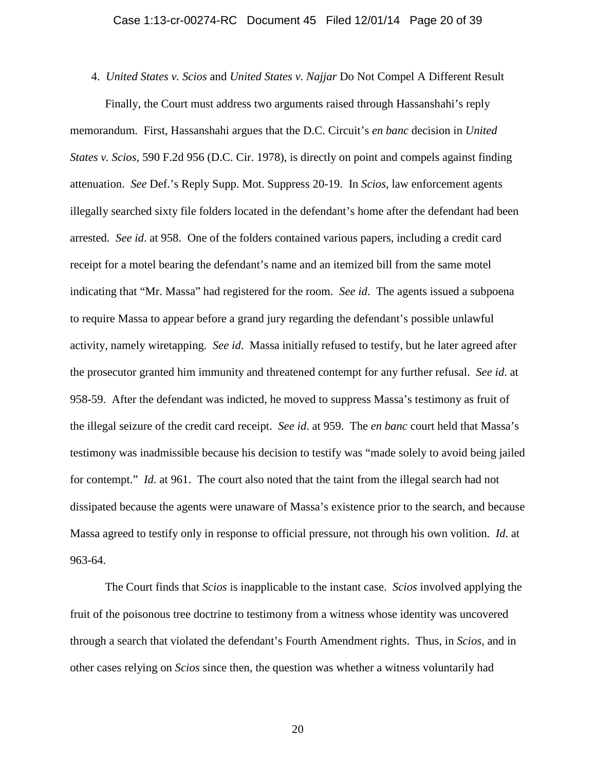4. *United States v. Scios* and *United States v. Najjar* Do Not Compel A Different Result

Finally, the Court must address two arguments raised through Hassanshahi's reply memorandum. First, Hassanshahi argues that the D.C. Circuit's *en banc* decision in *United States v. Scios*, 590 F.2d 956 (D.C. Cir. 1978), is directly on point and compels against finding attenuation. *See* Def.'s Reply Supp. Mot. Suppress 20-19. In *Scios*, law enforcement agents illegally searched sixty file folders located in the defendant's home after the defendant had been arrested. *See id*. at 958. One of the folders contained various papers, including a credit card receipt for a motel bearing the defendant's name and an itemized bill from the same motel indicating that "Mr. Massa" had registered for the room. *See id*. The agents issued a subpoena to require Massa to appear before a grand jury regarding the defendant's possible unlawful activity, namely wiretapping. *See id*. Massa initially refused to testify, but he later agreed after the prosecutor granted him immunity and threatened contempt for any further refusal. *See id*. at 958-59. After the defendant was indicted, he moved to suppress Massa's testimony as fruit of the illegal seizure of the credit card receipt. *See id*. at 959. The *en banc* court held that Massa's testimony was inadmissible because his decision to testify was "made solely to avoid being jailed for contempt." *Id*. at 961. The court also noted that the taint from the illegal search had not dissipated because the agents were unaware of Massa's existence prior to the search, and because Massa agreed to testify only in response to official pressure, not through his own volition. *Id*. at 963-64.

The Court finds that *Scios* is inapplicable to the instant case. *Scios* involved applying the fruit of the poisonous tree doctrine to testimony from a witness whose identity was uncovered through a search that violated the defendant's Fourth Amendment rights. Thus, in *Scios*, and in other cases relying on *Scios* since then, the question was whether a witness voluntarily had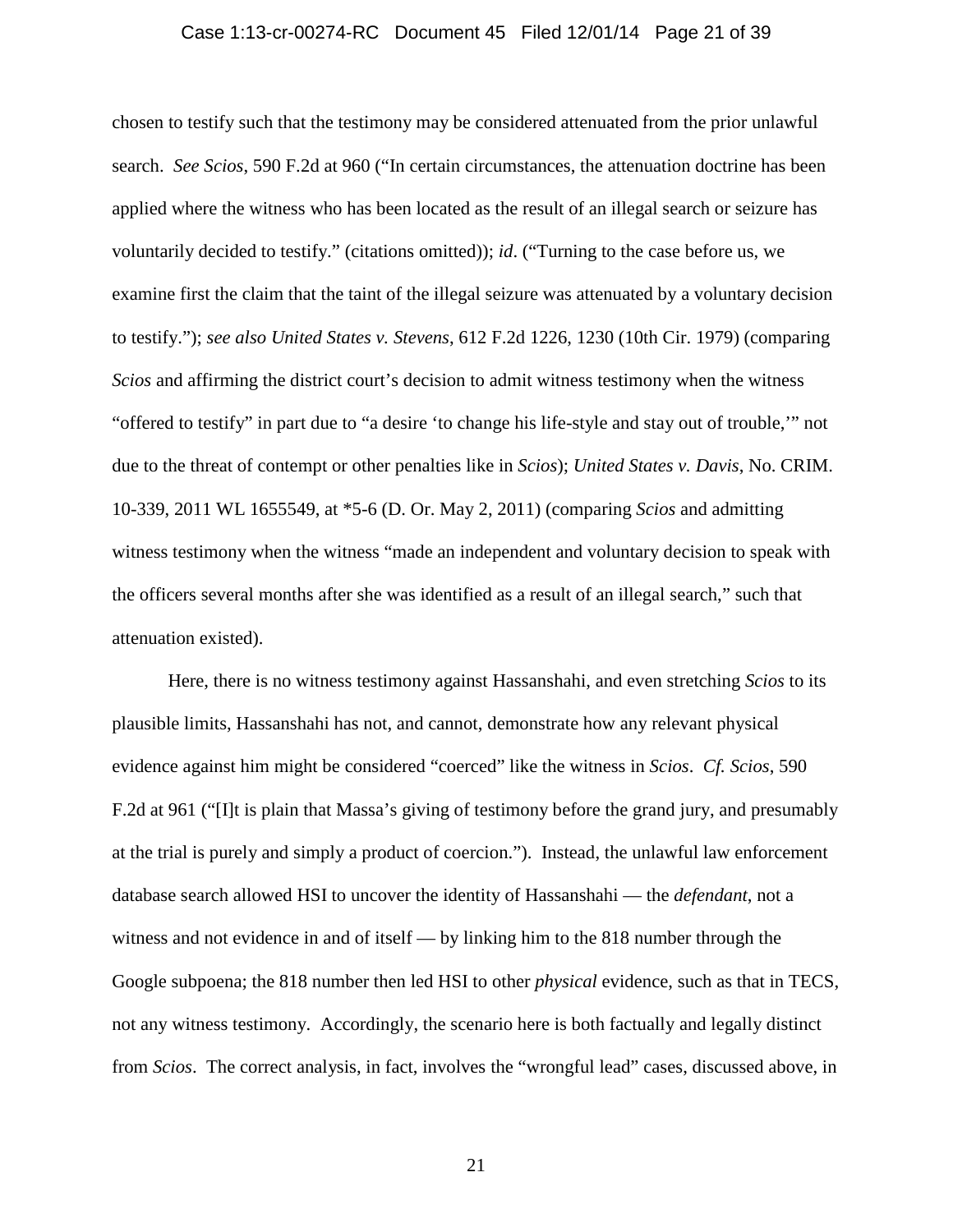chosen to testify such that the testimony may be considered attenuated from the prior unlawful search. *See Scios*, 590 F.2d at 960 ("In certain circumstances, the attenuation doctrine has been applied where the witness who has been located as the result of an illegal search or seizure has voluntarily decided to testify." (citations omitted)); *id*. ("Turning to the case before us, we examine first the claim that the taint of the illegal seizure was attenuated by a voluntary decision to testify."); *see also United States v. Stevens*, 612 F.2d 1226, 1230 (10th Cir. 1979) (comparing *Scios* and affirming the district court's decision to admit witness testimony when the witness "offered to testify" in part due to "a desire 'to change his life-style and stay out of trouble,'" not due to the threat of contempt or other penalties like in *Scios*); *United States v. Davis*, No. CRIM. 10-339, 2011 WL 1655549, at *5-6 (D. Or. May 2, 2011) (comparing *Scios* and admitting witness testimony when the witness "made an independent and voluntary decision to speak with the officers several months after she was identified as a result of an illegal search," such that attenuation existed).

Here, there is no witness testimony against Hassanshahi, and even stretching *Scios* to its plausible limits, Hassanshahi has not, and cannot, demonstrate how any relevant physical evidence against him might be considered "coerced" like the witness in *Scios*. *Cf. Scios*, 590 F.2d at 961 ("[I]t is plain that Massa's giving of testimony before the grand jury, and presumably at the trial is purely and simply a product of coercion."). Instead, the unlawful law enforcement database search allowed HSI to uncover the identity of Hassanshahi — the *defendant*, not a witness and not evidence in and of itself — by linking him to the 818 number through the Google subpoena; the 818 number then led HSI to other *physical* evidence, such as that in TECS, not any witness testimony. Accordingly, the scenario here is both factually and legally distinct from *Scios*. The correct analysis, in fact, involves the "wrongful lead" cases, discussed above, in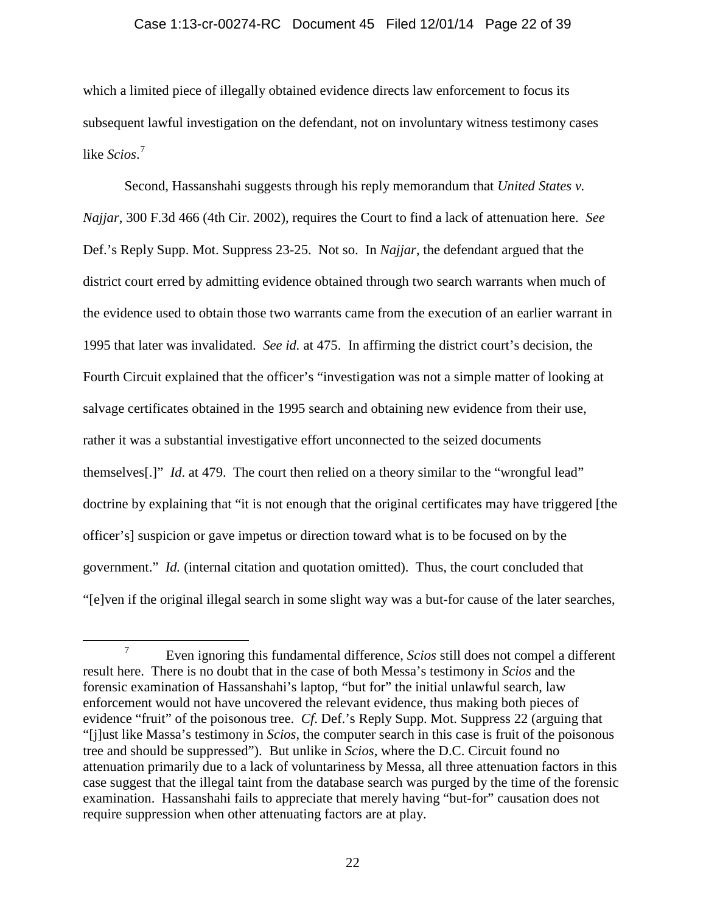which a limited piece of illegally obtained evidence directs law enforcement to focus its subsequent lawful investigation on the defendant, not on involuntary witness testimony cases like *Scios*.[7]

Second, Hassanshahi suggests through his reply memorandum that *United States v. Najjar*, 300 F.3d 466 (4th Cir. 2002), requires the Court to find a lack of attenuation here. *See* Def.'s Reply Supp. Mot. Suppress 23-25. Not so. In *Najjar*, the defendant argued that the district court erred by admitting evidence obtained through two search warrants when much of the evidence used to obtain those two warrants came from the execution of an earlier warrant in 1995 that later was invalidated. *See id.* at 475. In affirming the district court's decision, the Fourth Circuit explained that the officer's "investigation was not a simple matter of looking at salvage certificates obtained in the 1995 search and obtaining new evidence from their use, rather it was a substantial investigative effort unconnected to the seized documents themselves[.]" *Id*. at 479. The court then relied on a theory similar to the "wrongful lead" doctrine by explaining that "it is not enough that the original certificates may have triggered [the officer's] suspicion or gave impetus or direction toward what is to be focused on by the government." *Id.* (internal citation and quotation omitted). Thus, the court concluded that "[e]ven if the original illegal search in some slight way was a but-for cause of the later searches,

[7] Even ignoring this fundamental difference, *Scios* still does not compel a different result here. There is no doubt that in the case of both Messa's testimony in *Scios* and the forensic examination of Hassanshahi's laptop, "but for" the initial unlawful search, law enforcement would not have uncovered the relevant evidence, thus making both pieces of evidence "fruit" of the poisonous tree. *Cf.* Def.'s Reply Supp. Mot. Suppress 22 (arguing that "[j]ust like Massa's testimony in *Scios*, the computer search in this case is fruit of the poisonous tree and should be suppressed"). But unlike in *Scios*, where the D.C. Circuit found no attenuation primarily due to a lack of voluntariness by Messa, all three attenuation factors in this case suggest that the illegal taint from the database search was purged by the time of the forensic examination. Hassanshahi fails to appreciate that merely having "but-for" causation does not require suppression when other attenuating factors are at play.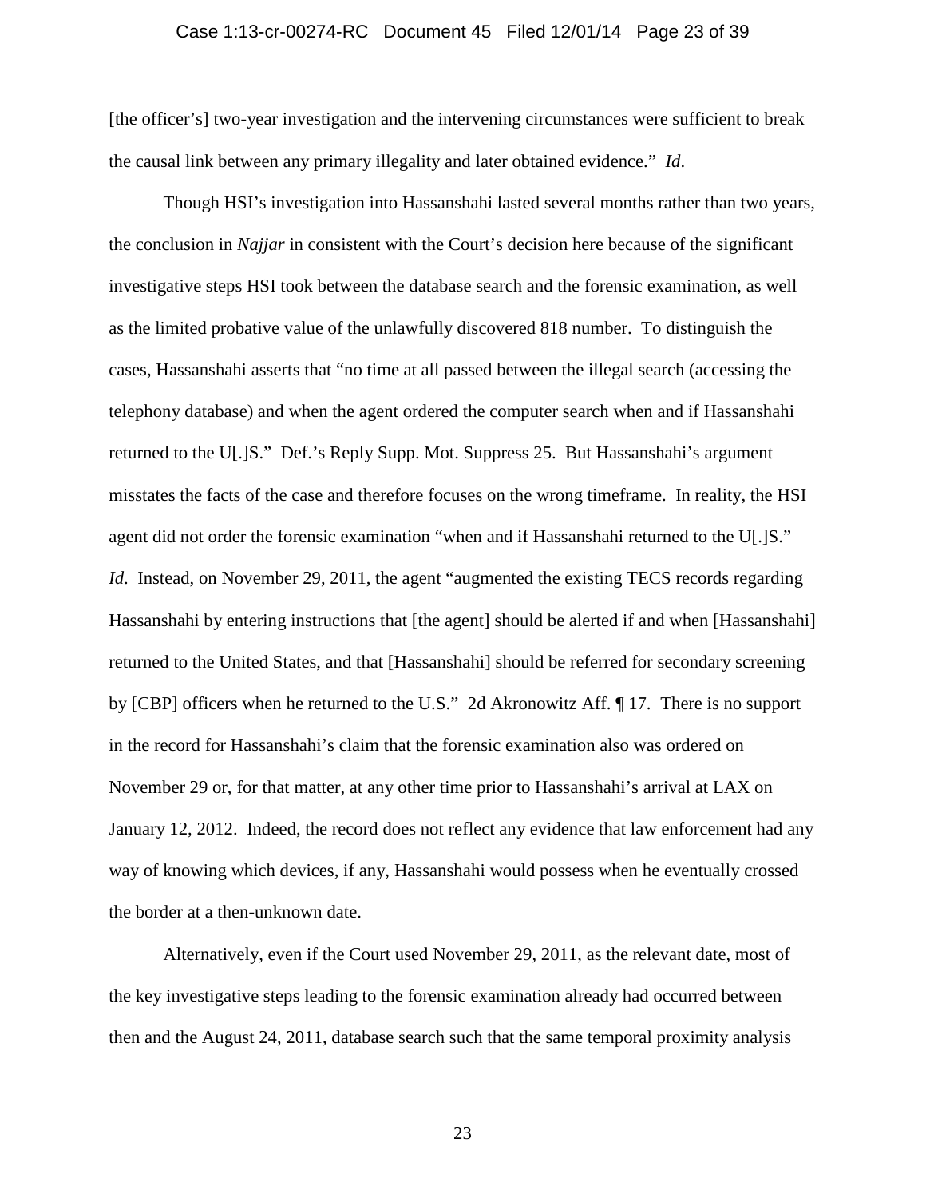[the officer's] two-year investigation and the intervening circumstances were sufficient to break the causal link between any primary illegality and later obtained evidence." *Id*.

Though HSI's investigation into Hassanshahi lasted several months rather than two years, the conclusion in *Najjar* in consistent with the Court's decision here because of the significant investigative steps HSI took between the database search and the forensic examination, as well as the limited probative value of the unlawfully discovered 818 number. To distinguish the cases, Hassanshahi asserts that "no time at all passed between the illegal search (accessing the telephony database) and when the agent ordered the computer search when and if Hassanshahi returned to the U[.]S." Def.'s Reply Supp. Mot. Suppress 25. But Hassanshahi's argument misstates the facts of the case and therefore focuses on the wrong timeframe. In reality, the HSI agent did not order the forensic examination "when and if Hassanshahi returned to the U[.]S." *Id*. Instead, on November 29, 2011, the agent "augmented the existing TECS records regarding Hassanshahi by entering instructions that [the agent] should be alerted if and when [Hassanshahi] returned to the United States, and that [Hassanshahi] should be referred for secondary screening by [CBP] officers when he returned to the U.S." 2d Akronowitz Aff. ¶ 17. There is no support in the record for Hassanshahi's claim that the forensic examination also was ordered on November 29 or, for that matter, at any other time prior to Hassanshahi's arrival at LAX on January 12, 2012. Indeed, the record does not reflect any evidence that law enforcement had any way of knowing which devices, if any, Hassanshahi would possess when he eventually crossed the border at a then-unknown date.

Alternatively, even if the Court used November 29, 2011, as the relevant date, most of the key investigative steps leading to the forensic examination already had occurred between then and the August 24, 2011, database search such that the same temporal proximity analysis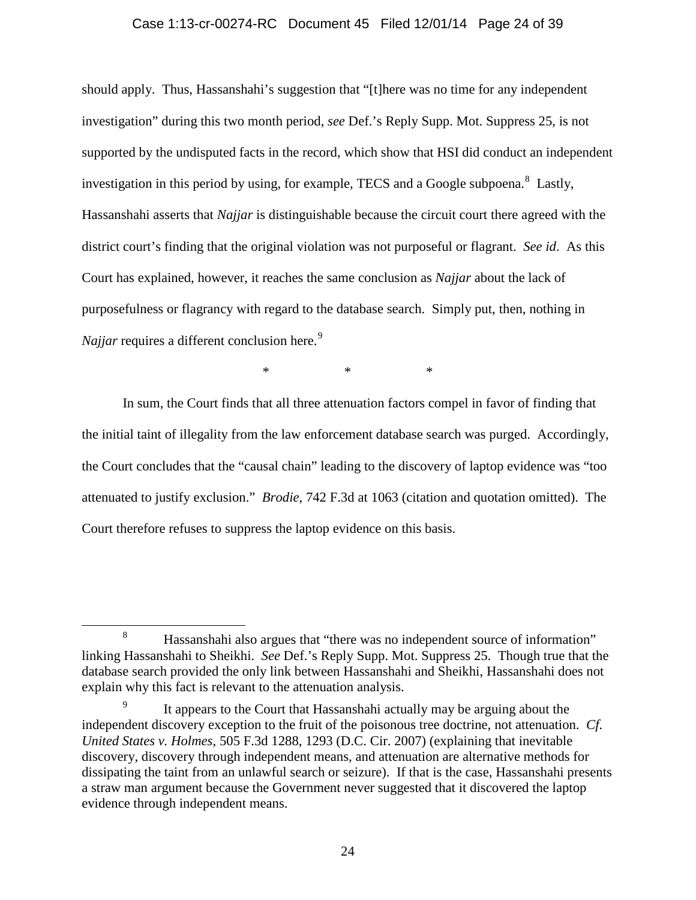should apply. Thus, Hassanshahi's suggestion that "[t]here was no time for any independent investigation" during this two month period, *see* Def.'s Reply Supp. Mot. Suppress 25, is not supported by the undisputed facts in the record, which show that HSI did conduct an independent investigation in this period by using, for example, TECS and a Google subpoena.[8] Lastly, Hassanshahi asserts that *Najjar* is distinguishable because the circuit court there agreed with the district court's finding that the original violation was not purposeful or flagrant. *See id*. As this Court has explained, however, it reaches the same conclusion as *Najjar* about the lack of purposefulness or flagrancy with regard to the database search. Simply put, then, nothing in *Najjar* requires a different conclusion here.[9]

\* \* \*

In sum, the Court finds that all three attenuation factors compel in favor of finding that the initial taint of illegality from the law enforcement database search was purged. Accordingly, the Court concludes that the "causal chain" leading to the discovery of laptop evidence was "too attenuated to justify exclusion." *Brodie*, 742 F.3d at 1063 (citation and quotation omitted). The Court therefore refuses to suppress the laptop evidence on this basis.

---

[8] Hassanshahi also argues that "there was no independent source of information" linking Hassanshahi to Sheikhi. *See* Def.'s Reply Supp. Mot. Suppress 25. Though true that the database search provided the only link between Hassanshahi and Sheikhi, Hassanshahi does not explain why this fact is relevant to the attenuation analysis.

[9] It appears to the Court that Hassanshahi actually may be arguing about the independent discovery exception to the fruit of the poisonous tree doctrine, not attenuation. *Cf. United States v. Holmes*, 505 F.3d 1288, 1293 (D.C. Cir. 2007) (explaining that inevitable discovery, discovery through independent means, and attenuation are alternative methods for dissipating the taint from an unlawful search or seizure). If that is the case, Hassanshahi presents a straw man argument because the Government never suggested that it discovered the laptop evidence through independent means.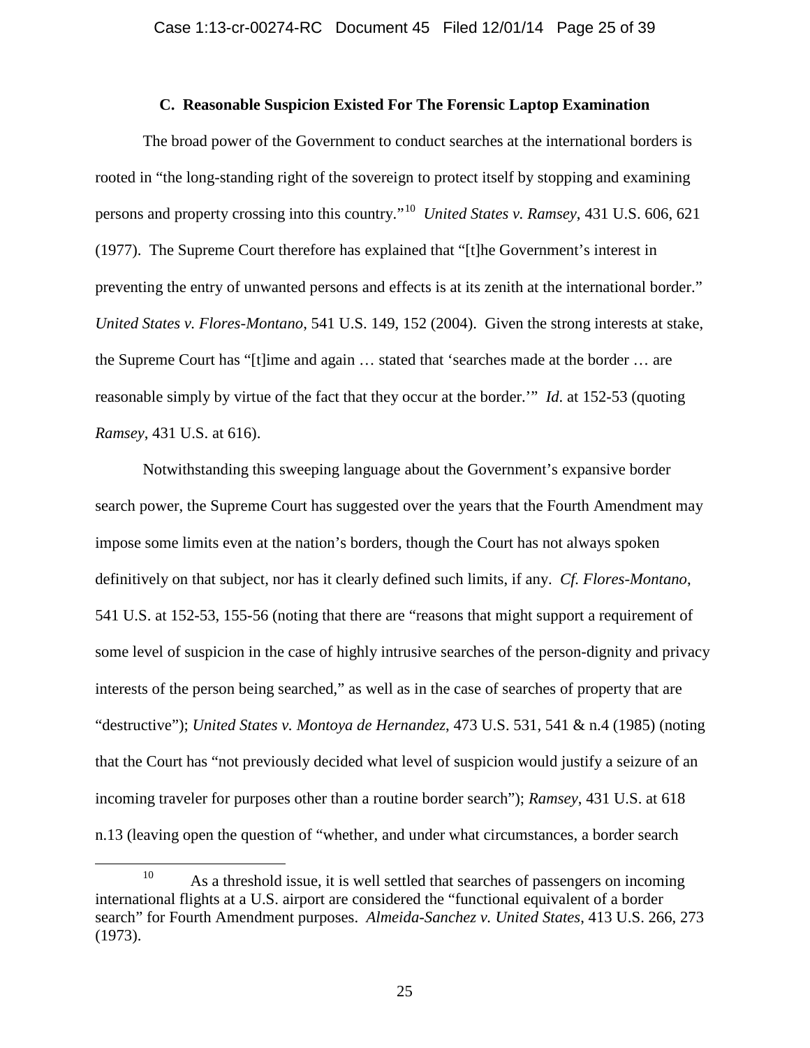### C. Reasonable Suspicion Existed For The Forensic Laptop Examination

The broad power of the Government to conduct searches at the international borders is rooted in "the long-standing right of the sovereign to protect itself by stopping and examining persons and property crossing into this country."[10] *United States v. Ramsey*, 431 U.S. 606, 621 (1977). The Supreme Court therefore has explained that "[t]he Government's interest in preventing the entry of unwanted persons and effects is at its zenith at the international border." *United States v. Flores-Montano*, 541 U.S. 149, 152 (2004). Given the strong interests at stake, the Supreme Court has "[t]ime and again … stated that 'searches made at the border … are reasonable simply by virtue of the fact that they occur at the border.'" *Id.* at 152-53 (quoting *Ramsey*, 431 U.S. at 616).

Notwithstanding this sweeping language about the Government's expansive border search power, the Supreme Court has suggested over the years that the Fourth Amendment may impose some limits even at the nation's borders, though the Court has not always spoken definitively on that subject, nor has it clearly defined such limits, if any. *Cf. Flores-Montano*, 541 U.S. at 152-53, 155-56 (noting that there are "reasons that might support a requirement of some level of suspicion in the case of highly intrusive searches of the person-dignity and privacy interests of the person being searched," as well as in the case of searches of property that are "destructive"); *United States v. Montoya de Hernandez*, 473 U.S. 531, 541 & n.4 (1985) (noting that the Court has "not previously decided what level of suspicion would justify a seizure of an incoming traveler for purposes other than a routine border search"); *Ramsey*, 431 U.S. at 618 n.13 (leaving open the question of "whether, and under what circumstances, a border search

---

[10] As a threshold issue, it is well settled that searches of passengers on incoming international flights at a U.S. airport are considered the "functional equivalent of a border search" for Fourth Amendment purposes. *Almeida-Sanchez v. United States*, 413 U.S. 266, 273 (1973).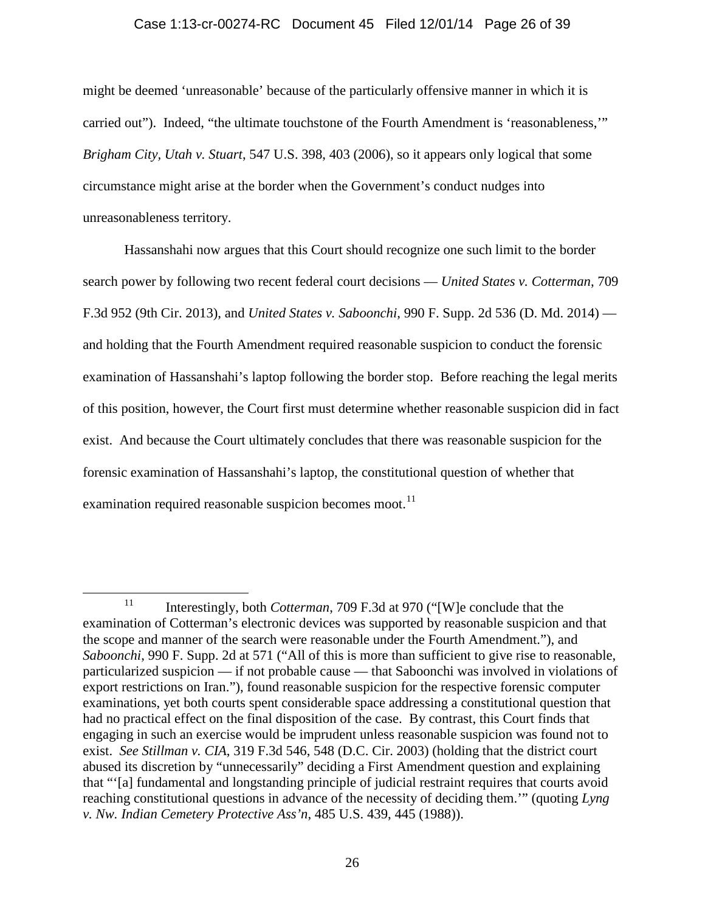might be deemed 'unreasonable' because of the particularly offensive manner in which it is carried out"). Indeed, "the ultimate touchstone of the Fourth Amendment is 'reasonableness,'" *Brigham City, Utah v. Stuart*, 547 U.S. 398, 403 (2006), so it appears only logical that some circumstance might arise at the border when the Government's conduct nudges into unreasonableness territory.

Hassanshahi now argues that this Court should recognize one such limit to the border search power by following two recent federal court decisions — *United States v. Cotterman*, 709 F.3d 952 (9th Cir. 2013), and *United States v. Saboonchi*, 990 F. Supp. 2d 536 (D. Md. 2014) — and holding that the Fourth Amendment required reasonable suspicion to conduct the forensic examination of Hassanshahi's laptop following the border stop. Before reaching the legal merits of this position, however, the Court first must determine whether reasonable suspicion did in fact exist. And because the Court ultimately concludes that there was reasonable suspicion for the forensic examination of Hassanshahi's laptop, the constitutional question of whether that examination required reasonable suspicion becomes moot.[11]

---

[11] Interestingly, both *Cotterman*, 709 F.3d at 970 ("[W]e conclude that the examination of Cotterman's electronic devices was supported by reasonable suspicion and that the scope and manner of the search were reasonable under the Fourth Amendment."), and *Saboonchi*, 990 F. Supp. 2d at 571 ("All of this is more than sufficient to give rise to reasonable, particularized suspicion — if not probable cause — that Saboonchi was involved in violations of export restrictions on Iran."), found reasonable suspicion for the respective forensic computer examinations, yet both courts spent considerable space addressing a constitutional question that had no practical effect on the final disposition of the case. By contrast, this Court finds that engaging in such an exercise would be imprudent unless reasonable suspicion was found not to exist. *See Stillman v. CIA*, 319 F.3d 546, 548 (D.C. Cir. 2003) (holding that the district court abused its discretion by "unnecessarily" deciding a First Amendment question and explaining that "'[a] fundamental and longstanding principle of judicial restraint requires that courts avoid reaching constitutional questions in advance of the necessity of deciding them.'" (quoting *Lyng v. Nw. Indian Cemetery Protective Ass'n*, 485 U.S. 439, 445 (1988)).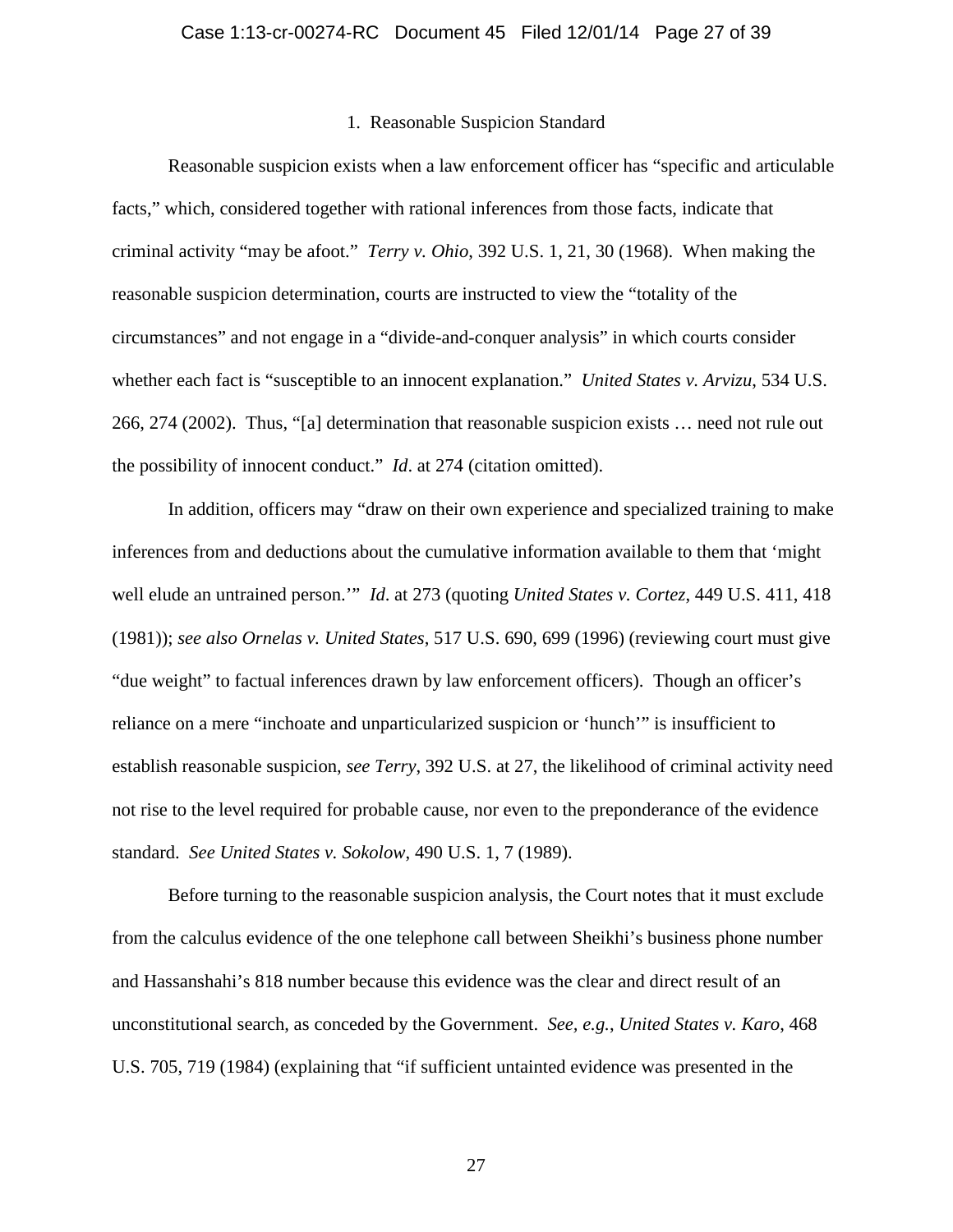### 1. Reasonable Suspicion Standard

Reasonable suspicion exists when a law enforcement officer has "specific and articulable facts," which, considered together with rational inferences from those facts, indicate that criminal activity "may be afoot." *Terry v. Ohio*, 392 U.S. 1, 21, 30 (1968). When making the reasonable suspicion determination, courts are instructed to view the "totality of the circumstances" and not engage in a "divide-and-conquer analysis" in which courts consider whether each fact is "susceptible to an innocent explanation." *United States v. Arvizu*, 534 U.S. 266, 274 (2002). Thus, "[a] determination that reasonable suspicion exists … need not rule out the possibility of innocent conduct." *Id*. at 274 (citation omitted).

In addition, officers may "draw on their own experience and specialized training to make inferences from and deductions about the cumulative information available to them that 'might well elude an untrained person.'" *Id*. at 273 (quoting *United States v. Cortez*, 449 U.S. 411, 418 (1981)); *see also Ornelas v. United States*, 517 U.S. 690, 699 (1996) (reviewing court must give "due weight" to factual inferences drawn by law enforcement officers). Though an officer's reliance on a mere "inchoate and unparticularized suspicion or 'hunch'" is insufficient to establish reasonable suspicion, *see Terry*, 392 U.S. at 27, the likelihood of criminal activity need not rise to the level required for probable cause, nor even to the preponderance of the evidence standard. *See United States v. Sokolow*, 490 U.S. 1, 7 (1989).

Before turning to the reasonable suspicion analysis, the Court notes that it must exclude from the calculus evidence of the one telephone call between Sheikhi's business phone number and Hassanshahi's 818 number because this evidence was the clear and direct result of an unconstitutional search, as conceded by the Government. *See, e.g.*, *United States v. Karo*, 468 U.S. 705, 719 (1984) (explaining that "if sufficient untainted evidence was presented in the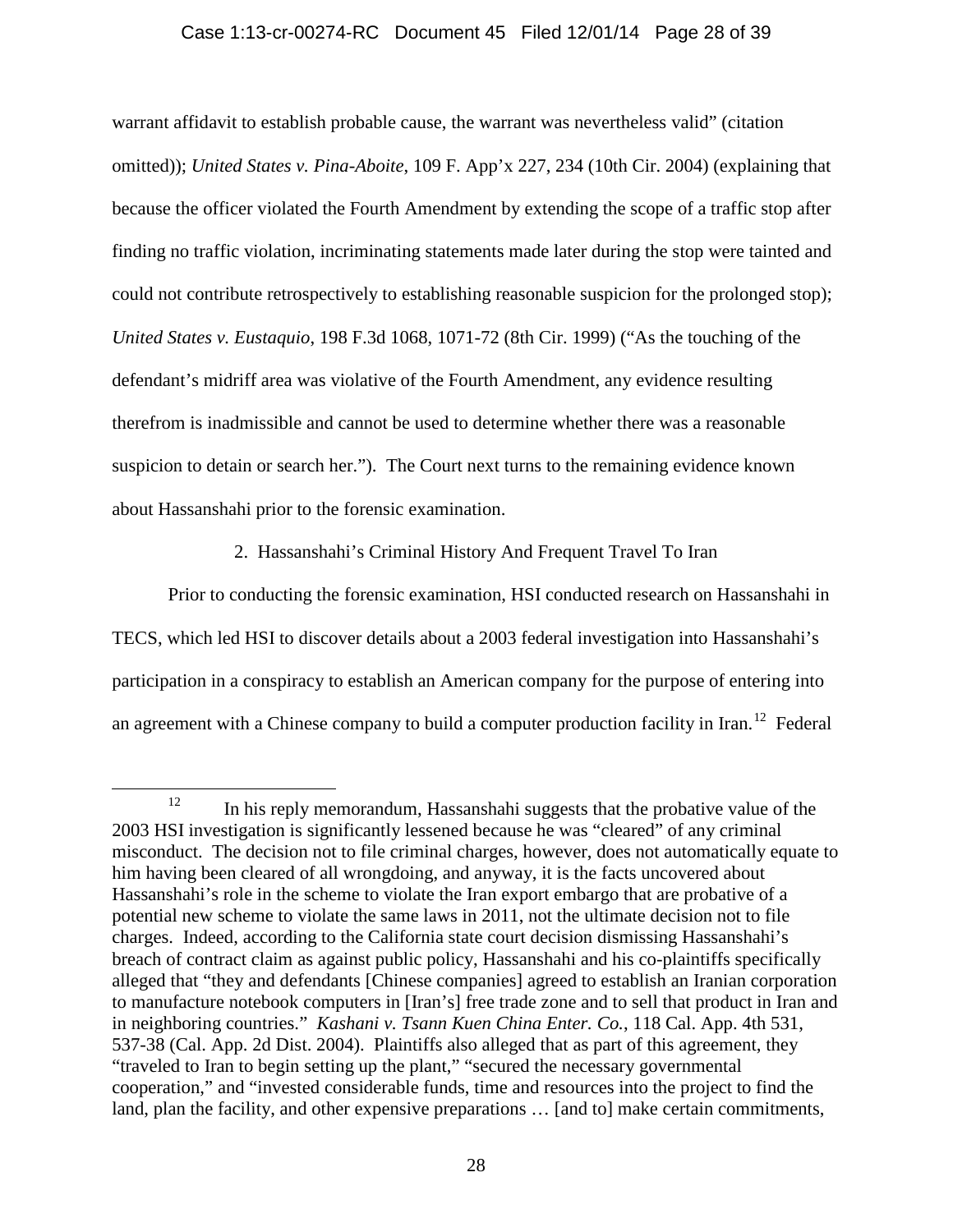warrant affidavit to establish probable cause, the warrant was nevertheless valid" (citation omitted)); *United States v. Pina-Aboite*, 109 F. App'x 227, 234 (10th Cir. 2004) (explaining that because the officer violated the Fourth Amendment by extending the scope of a traffic stop after finding no traffic violation, incriminating statements made later during the stop were tainted and could not contribute retrospectively to establishing reasonable suspicion for the prolonged stop); *United States v. Eustaquio*, 198 F.3d 1068, 1071-72 (8th Cir. 1999) ("As the touching of the defendant's midriff area was violative of the Fourth Amendment, any evidence resulting therefrom is inadmissible and cannot be used to determine whether there was a reasonable suspicion to detain or search her."). The Court next turns to the remaining evidence known about Hassanshahi prior to the forensic examination.

2. Hassanshahi's Criminal History And Frequent Travel To Iran

Prior to conducting the forensic examination, HSI conducted research on Hassanshahi in TECS, which led HSI to discover details about a 2003 federal investigation into Hassanshahi's participation in a conspiracy to establish an American company for the purpose of entering into an agreement with a Chinese company to build a computer production facility in Iran.[12] Federal

---

[12] In his reply memorandum, Hassanshahi suggests that the probative value of the 2003 HSI investigation is significantly lessened because he was "cleared" of any criminal misconduct. The decision not to file criminal charges, however, does not automatically equate to him having been cleared of all wrongdoing, and anyway, it is the facts uncovered about Hassanshahi's role in the scheme to violate the Iran export embargo that are probative of a potential new scheme to violate the same laws in 2011, not the ultimate decision not to file charges. Indeed, according to the California state court decision dismissing Hassanshahi's breach of contract claim as against public policy, Hassanshahi and his co-plaintiffs specifically alleged that "they and defendants [Chinese companies] agreed to establish an Iranian corporation to manufacture notebook computers in [Iran's] free trade zone and to sell that product in Iran and in neighboring countries." *Kashani v. Tsann Kuen China Enter. Co.*, 118 Cal. App. 4th 531, 537-38 (Cal. App. 2d Dist. 2004). Plaintiffs also alleged that as part of this agreement, they "traveled to Iran to begin setting up the plant," "secured the necessary governmental cooperation," and "invested considerable funds, time and resources into the project to find the land, plan the facility, and other expensive preparations … [and to] make certain commitments,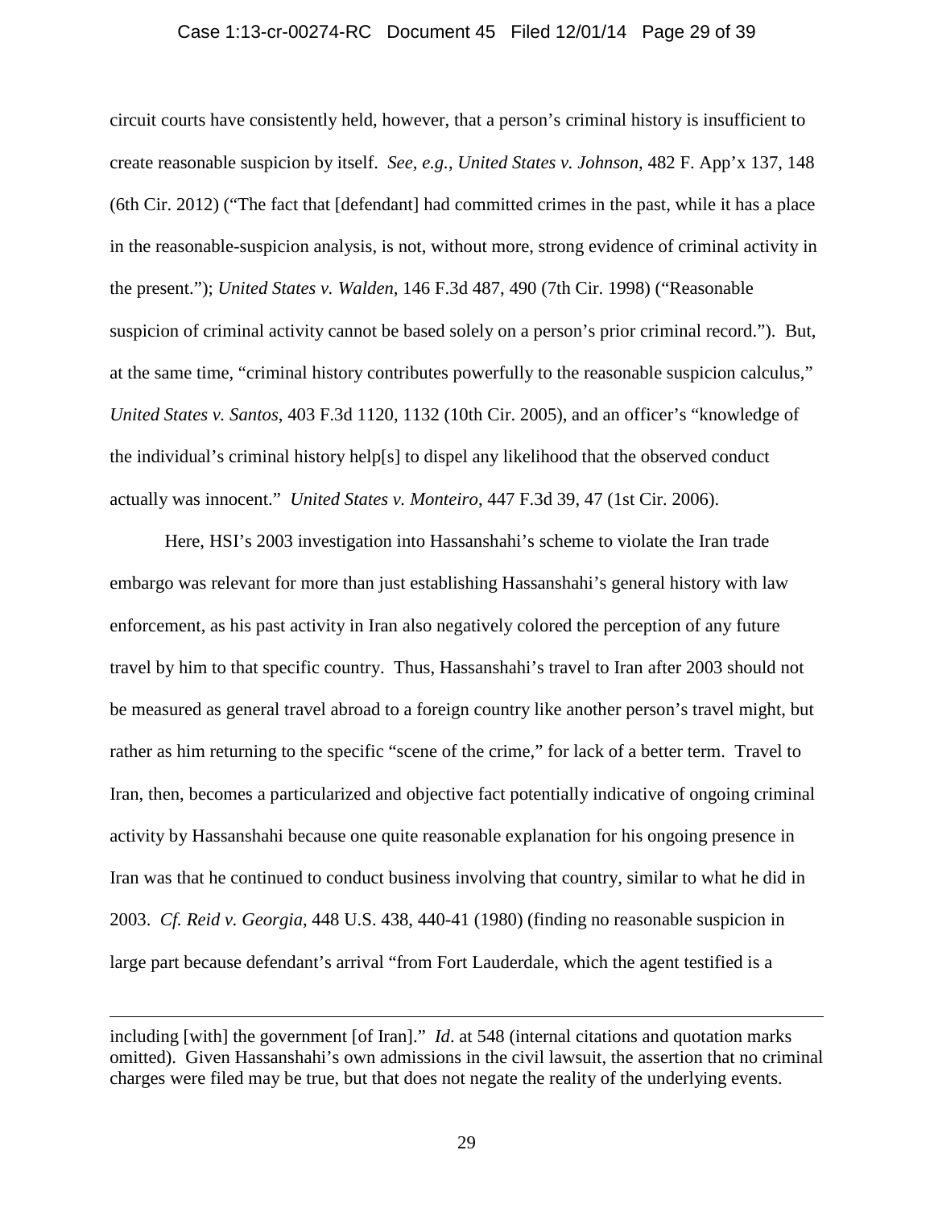circuit courts have consistently held, however, that a person's criminal history is insufficient to create reasonable suspicion by itself. *See, e.g.*, *United States v. Johnson*, 482 F. App'x 137, 148 (6th Cir. 2012) ("The fact that [defendant] had committed crimes in the past, while it has a place in the reasonable-suspicion analysis, is not, without more, strong evidence of criminal activity in the present."); *United States v. Walden*, 146 F.3d 487, 490 (7th Cir. 1998) ("Reasonable suspicion of criminal activity cannot be based solely on a person's prior criminal record."). But, at the same time, "criminal history contributes powerfully to the reasonable suspicion calculus," *United States v. Santos*, 403 F.3d 1120, 1132 (10th Cir. 2005), and an officer's "knowledge of the individual's criminal history help[s] to dispel any likelihood that the observed conduct actually was innocent." *United States v. Monteiro*, 447 F.3d 39, 47 (1st Cir. 2006).

Here, HSI's 2003 investigation into Hassanshahi's scheme to violate the Iran trade embargo was relevant for more than just establishing Hassanshahi's general history with law enforcement, as his past activity in Iran also negatively colored the perception of any future travel by him to that specific country. Thus, Hassanshahi's travel to Iran after 2003 should not be measured as general travel abroad to a foreign country like another person's travel might, but rather as him returning to the specific "scene of the crime," for lack of a better term. Travel to Iran, then, becomes a particularized and objective fact potentially indicative of ongoing criminal activity by Hassanshahi because one quite reasonable explanation for his ongoing presence in Iran was that he continued to conduct business involving that country, similar to what he did in 2003. *Cf. Reid v. Georgia*, 448 U.S. 438, 440-41 (1980) (finding no reasonable suspicion in large part because defendant's arrival "from Fort Lauderdale, which the agent testified is a

---

including [with] the government [of Iran]." *Id*. at 548 (internal citations and quotation marks omitted). Given Hassanshahi's own admissions in the civil lawsuit, the assertion that no criminal charges were filed may be true, but that does not negate the reality of the underlying events.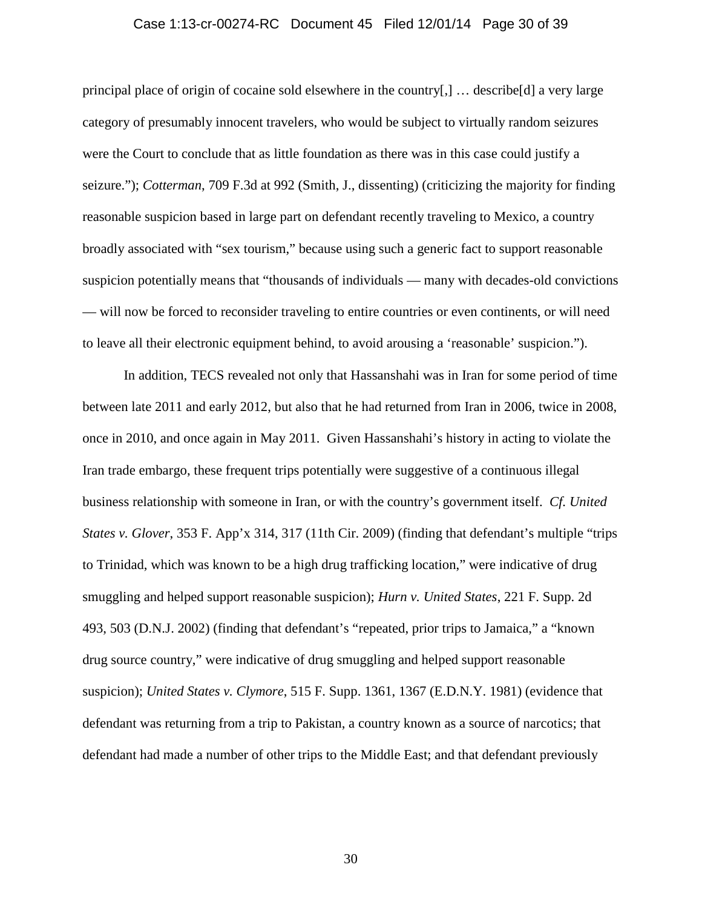principal place of origin of cocaine sold elsewhere in the country[,] … describe[d] a very large category of presumably innocent travelers, who would be subject to virtually random seizures were the Court to conclude that as little foundation as there was in this case could justify a seizure."); *Cotterman*, 709 F.3d at 992 (Smith, J., dissenting) (criticizing the majority for finding reasonable suspicion based in large part on defendant recently traveling to Mexico, a country broadly associated with "sex tourism," because using such a generic fact to support reasonable suspicion potentially means that "thousands of individuals — many with decades-old convictions — will now be forced to reconsider traveling to entire countries or even continents, or will need to leave all their electronic equipment behind, to avoid arousing a 'reasonable' suspicion.").

In addition, TECS revealed not only that Hassanshahi was in Iran for some period of time between late 2011 and early 2012, but also that he had returned from Iran in 2006, twice in 2008, once in 2010, and once again in May 2011. Given Hassanshahi's history in acting to violate the Iran trade embargo, these frequent trips potentially were suggestive of a continuous illegal business relationship with someone in Iran, or with the country's government itself. *Cf. United States v. Glover*, 353 F. App'x 314, 317 (11th Cir. 2009) (finding that defendant's multiple "trips to Trinidad, which was known to be a high drug trafficking location," were indicative of drug smuggling and helped support reasonable suspicion); *Hurn v. United States*, 221 F. Supp. 2d 493, 503 (D.N.J. 2002) (finding that defendant's "repeated, prior trips to Jamaica," a "known drug source country," were indicative of drug smuggling and helped support reasonable suspicion); *United States v. Clymore*, 515 F. Supp. 1361, 1367 (E.D.N.Y. 1981) (evidence that defendant was returning from a trip to Pakistan, a country known as a source of narcotics; that defendant had made a number of other trips to the Middle East; and that defendant previously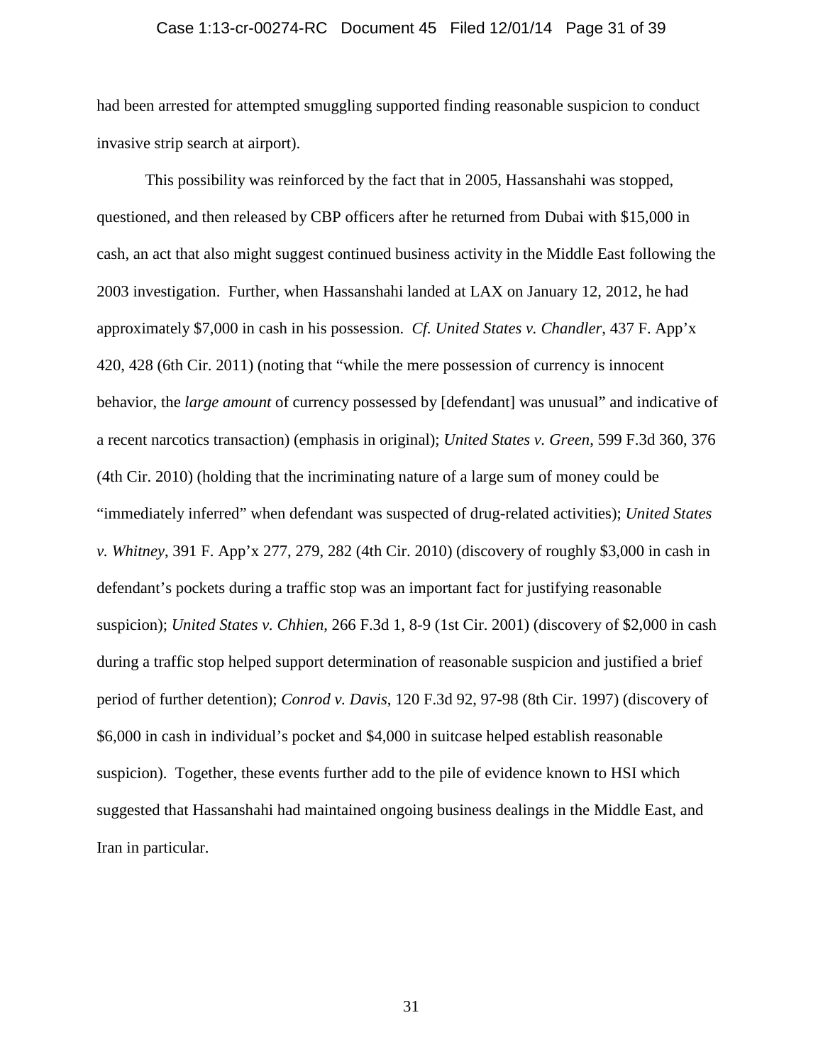had been arrested for attempted smuggling supported finding reasonable suspicion to conduct invasive strip search at airport).

This possibility was reinforced by the fact that in 2005, Hassanshahi was stopped, questioned, and then released by CBP officers after he returned from Dubai with $15,000 in cash, an act that also might suggest continued business activity in the Middle East following the 2003 investigation. Further, when Hassanshahi landed at LAX on January 12, 2012, he had approximately $7,000 in cash in his possession. *Cf. United States v. Chandler*, 437 F. App'x 420, 428 (6th Cir. 2011) (noting that "while the mere possession of currency is innocent behavior, the *large amount* of currency possessed by [defendant] was unusual" and indicative of a recent narcotics transaction) (emphasis in original); *United States v. Green*, 599 F.3d 360, 376 (4th Cir. 2010) (holding that the incriminating nature of a large sum of money could be "immediately inferred" when defendant was suspected of drug-related activities); *United States v. Whitney*, 391 F. App'x 277, 279, 282 (4th Cir. 2010) (discovery of roughly $3,000 in cash in defendant's pockets during a traffic stop was an important fact for justifying reasonable suspicion); *United States v. Chhien*, 266 F.3d 1, 8-9 (1st Cir. 2001) (discovery of $2,000 in cash during a traffic stop helped support determination of reasonable suspicion and justified a brief period of further detention); *Conrod v. Davis*, 120 F.3d 92, 97-98 (8th Cir. 1997) (discovery of $6,000 in cash in individual's pocket and $4,000 in suitcase helped establish reasonable suspicion). Together, these events further add to the pile of evidence known to HSI which suggested that Hassanshahi had maintained ongoing business dealings in the Middle East, and Iran in particular.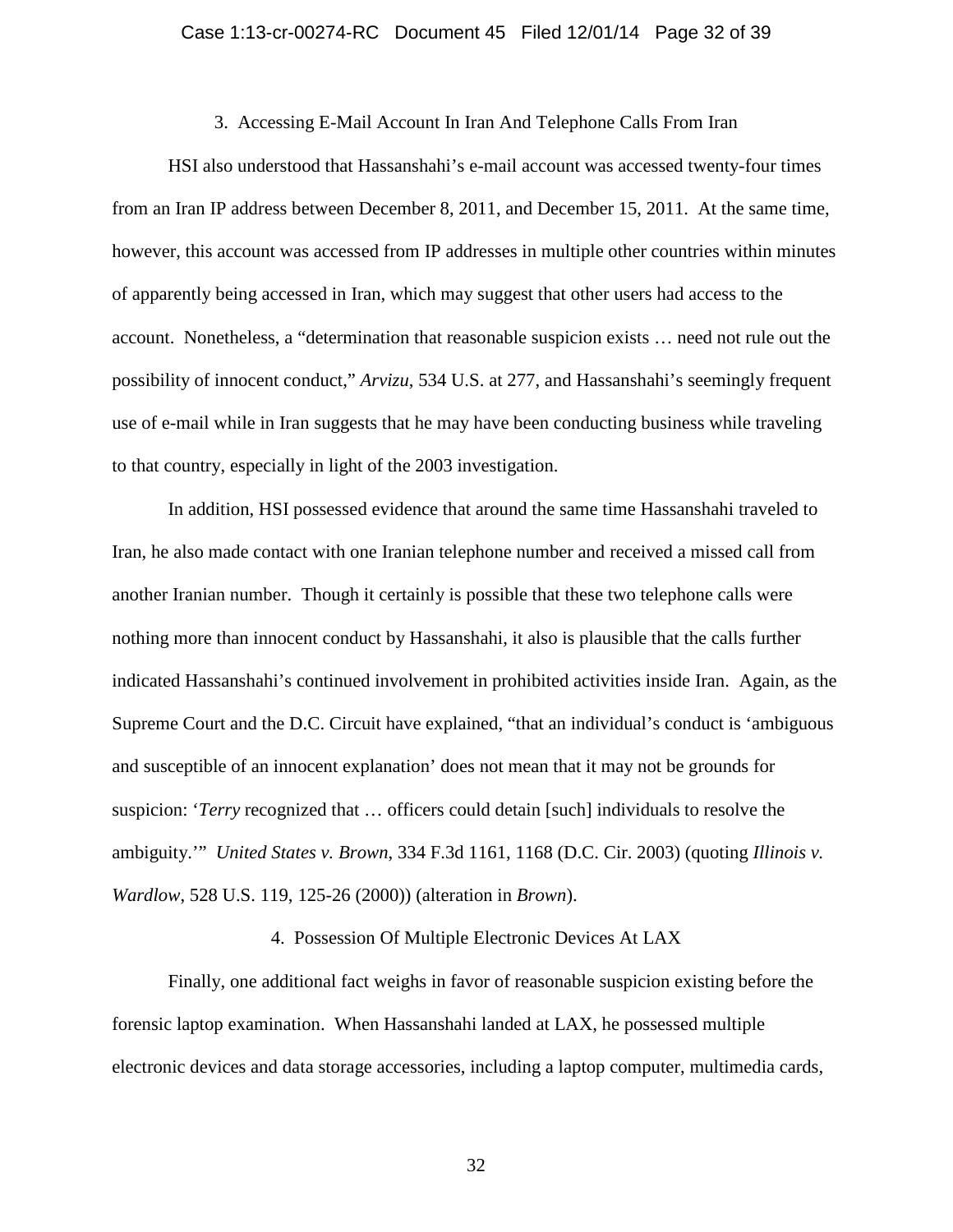### 3. Accessing E-Mail Account In Iran And Telephone Calls From Iran

HSI also understood that Hassanshahi's e-mail account was accessed twenty-four times from an Iran IP address between December 8, 2011, and December 15, 2011. At the same time, however, this account was accessed from IP addresses in multiple other countries within minutes of apparently being accessed in Iran, which may suggest that other users had access to the account. Nonetheless, a "determination that reasonable suspicion exists … need not rule out the possibility of innocent conduct," *Arvizu*, 534 U.S. at 277, and Hassanshahi's seemingly frequent use of e-mail while in Iran suggests that he may have been conducting business while traveling to that country, especially in light of the 2003 investigation.

In addition, HSI possessed evidence that around the same time Hassanshahi traveled to Iran, he also made contact with one Iranian telephone number and received a missed call from another Iranian number. Though it certainly is possible that these two telephone calls were nothing more than innocent conduct by Hassanshahi, it also is plausible that the calls further indicated Hassanshahi's continued involvement in prohibited activities inside Iran. Again, as the Supreme Court and the D.C. Circuit have explained, "that an individual's conduct is 'ambiguous and susceptible of an innocent explanation' does not mean that it may not be grounds for suspicion: '*Terry* recognized that … officers could detain [such] individuals to resolve the ambiguity.'" *United States v. Brown*, 334 F.3d 1161, 1168 (D.C. Cir. 2003) (quoting *Illinois v. Wardlow*, 528 U.S. 119, 125-26 (2000)) (alteration in *Brown*).

### 4. Possession Of Multiple Electronic Devices At LAX

Finally, one additional fact weighs in favor of reasonable suspicion existing before the forensic laptop examination. When Hassanshahi landed at LAX, he possessed multiple electronic devices and data storage accessories, including a laptop computer, multimedia cards,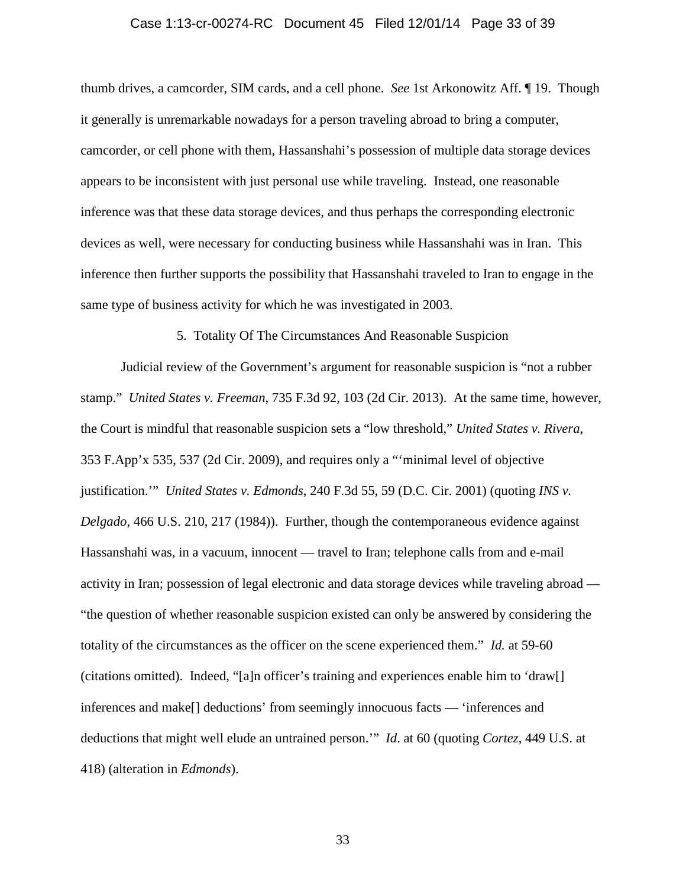thumb drives, a camcorder, SIM cards, and a cell phone. *See* 1st Arkonowitz Aff. ¶ 19. Though it generally is unremarkable nowadays for a person traveling abroad to bring a computer, camcorder, or cell phone with them, Hassanshahi's possession of multiple data storage devices appears to be inconsistent with just personal use while traveling. Instead, one reasonable inference was that these data storage devices, and thus perhaps the corresponding electronic devices as well, were necessary for conducting business while Hassanshahi was in Iran. This inference then further supports the possibility that Hassanshahi traveled to Iran to engage in the same type of business activity for which he was investigated in 2003.

5. Totality Of The Circumstances And Reasonable Suspicion

Judicial review of the Government's argument for reasonable suspicion is "not a rubber stamp." *United States v. Freeman*, 735 F.3d 92, 103 (2d Cir. 2013). At the same time, however, the Court is mindful that reasonable suspicion sets a "low threshold," *United States v. Rivera*, 353 F.App'x 535, 537 (2d Cir. 2009), and requires only a "'minimal level of objective justification.'" *United States v. Edmonds*, 240 F.3d 55, 59 (D.C. Cir. 2001) (quoting *INS v. Delgado*, 466 U.S. 210, 217 (1984)). Further, though the contemporaneous evidence against Hassanshahi was, in a vacuum, innocent — travel to Iran; telephone calls from and e-mail activity in Iran; possession of legal electronic and data storage devices while traveling abroad — "the question of whether reasonable suspicion existed can only be answered by considering the totality of the circumstances as the officer on the scene experienced them." *Id.* at 59-60 (citations omitted). Indeed, "[a]n officer's training and experiences enable him to 'draw[] inferences and make[] deductions' from seemingly innocuous facts — 'inferences and deductions that might well elude an untrained person.'" *Id*. at 60 (quoting *Cortez*, 449 U.S. at 418) (alteration in *Edmonds*).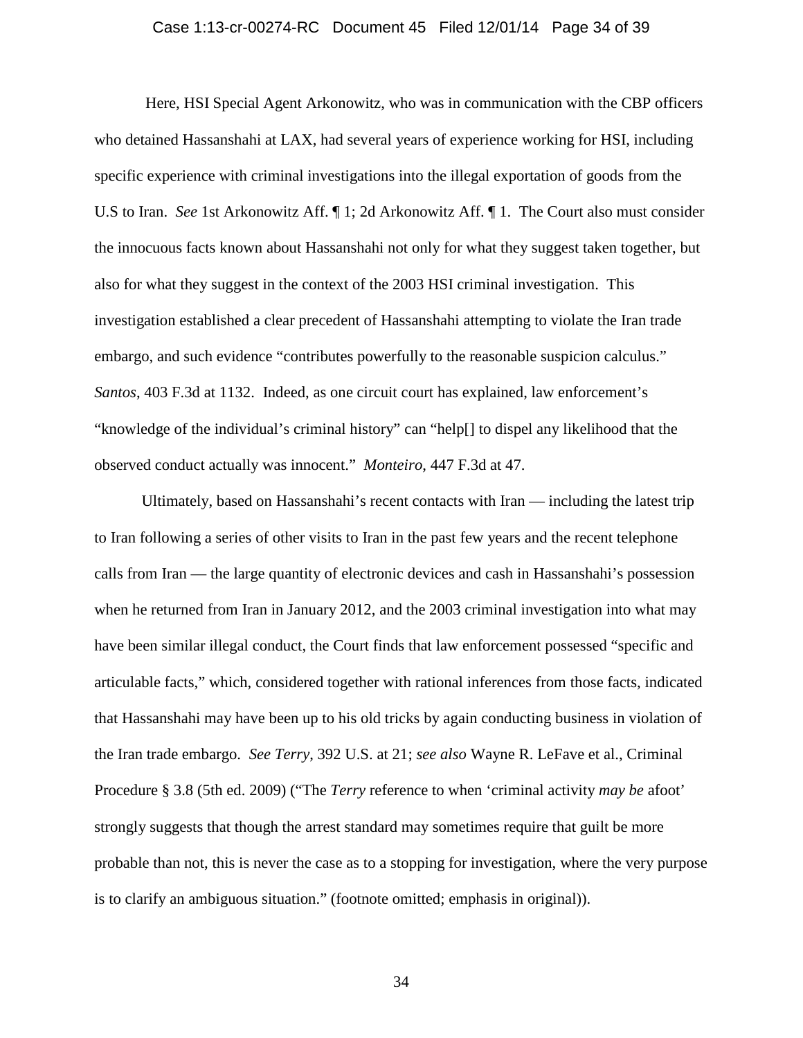Here, HSI Special Agent Arkonowitz, who was in communication with the CBP officers who detained Hassanshahi at LAX, had several years of experience working for HSI, including specific experience with criminal investigations into the illegal exportation of goods from the U.S to Iran. *See* 1st Arkonowitz Aff. ¶ 1; 2d Arkonowitz Aff. ¶ 1. The Court also must consider the innocuous facts known about Hassanshahi not only for what they suggest taken together, but also for what they suggest in the context of the 2003 HSI criminal investigation. This investigation established a clear precedent of Hassanshahi attempting to violate the Iran trade embargo, and such evidence "contributes powerfully to the reasonable suspicion calculus." *Santos*, 403 F.3d at 1132. Indeed, as one circuit court has explained, law enforcement's "knowledge of the individual's criminal history" can "help[] to dispel any likelihood that the observed conduct actually was innocent." *Monteiro*, 447 F.3d at 47.

Ultimately, based on Hassanshahi's recent contacts with Iran — including the latest trip to Iran following a series of other visits to Iran in the past few years and the recent telephone calls from Iran — the large quantity of electronic devices and cash in Hassanshahi's possession when he returned from Iran in January 2012, and the 2003 criminal investigation into what may have been similar illegal conduct, the Court finds that law enforcement possessed "specific and articulable facts," which, considered together with rational inferences from those facts, indicated that Hassanshahi may have been up to his old tricks by again conducting business in violation of the Iran trade embargo. *See Terry*, 392 U.S. at 21; *see also* Wayne R. LeFave et al., Criminal Procedure § 3.8 (5th ed. 2009) ("The *Terry* reference to when 'criminal activity *may be* afoot' strongly suggests that though the arrest standard may sometimes require that guilt be more probable than not, this is never the case as to a stopping for investigation, where the very purpose is to clarify an ambiguous situation." (footnote omitted; emphasis in original)).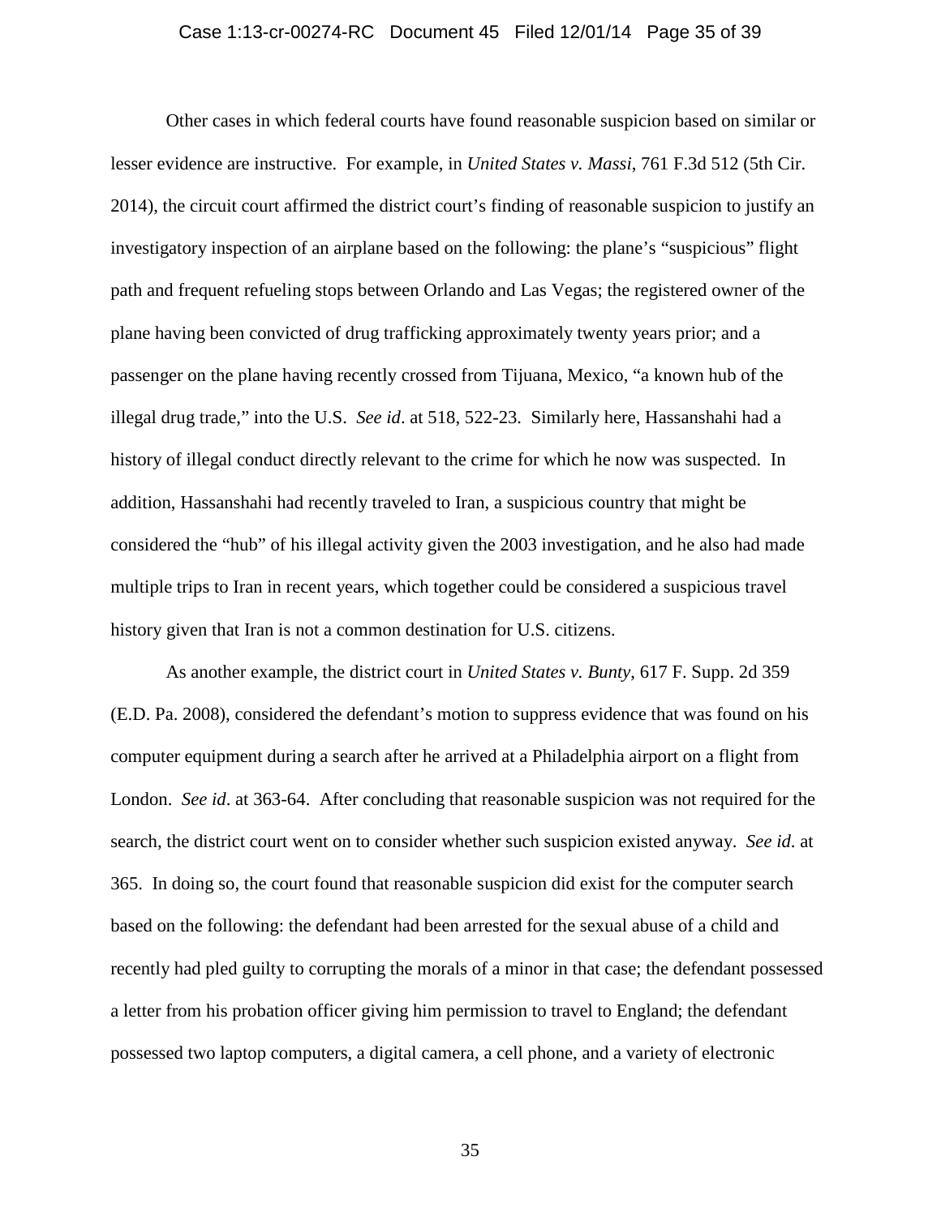Other cases in which federal courts have found reasonable suspicion based on similar or lesser evidence are instructive. For example, in *United States v. Massi*, 761 F.3d 512 (5th Cir. 2014), the circuit court affirmed the district court's finding of reasonable suspicion to justify an investigatory inspection of an airplane based on the following: the plane's "suspicious" flight path and frequent refueling stops between Orlando and Las Vegas; the registered owner of the plane having been convicted of drug trafficking approximately twenty years prior; and a passenger on the plane having recently crossed from Tijuana, Mexico, "a known hub of the illegal drug trade," into the U.S. *See id*. at 518, 522-23. Similarly here, Hassanshahi had a history of illegal conduct directly relevant to the crime for which he now was suspected. In addition, Hassanshahi had recently traveled to Iran, a suspicious country that might be considered the "hub" of his illegal activity given the 2003 investigation, and he also had made multiple trips to Iran in recent years, which together could be considered a suspicious travel history given that Iran is not a common destination for U.S. citizens.

As another example, the district court in *United States v. Bunty*, 617 F. Supp. 2d 359 (E.D. Pa. 2008), considered the defendant's motion to suppress evidence that was found on his computer equipment during a search after he arrived at a Philadelphia airport on a flight from London. *See id*. at 363-64. After concluding that reasonable suspicion was not required for the search, the district court went on to consider whether such suspicion existed anyway. *See id*. at 365. In doing so, the court found that reasonable suspicion did exist for the computer search based on the following: the defendant had been arrested for the sexual abuse of a child and recently had pled guilty to corrupting the morals of a minor in that case; the defendant possessed a letter from his probation officer giving him permission to travel to England; the defendant possessed two laptop computers, a digital camera, a cell phone, and a variety of electronic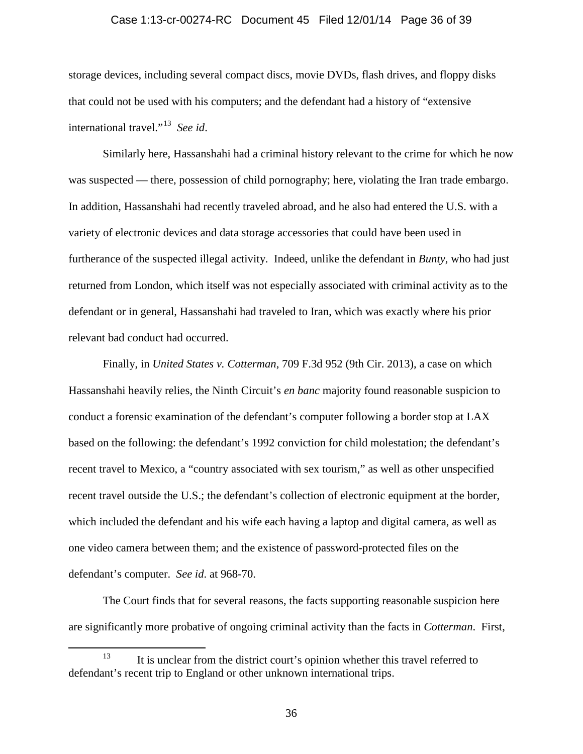storage devices, including several compact discs, movie DVDs, flash drives, and floppy disks that could not be used with his computers; and the defendant had a history of "extensive international travel."[13] *See id*.

Similarly here, Hassanshahi had a criminal history relevant to the crime for which he now was suspected — there, possession of child pornography; here, violating the Iran trade embargo. In addition, Hassanshahi had recently traveled abroad, and he also had entered the U.S. with a variety of electronic devices and data storage accessories that could have been used in furtherance of the suspected illegal activity. Indeed, unlike the defendant in *Bunty*, who had just returned from London, which itself was not especially associated with criminal activity as to the defendant or in general, Hassanshahi had traveled to Iran, which was exactly where his prior relevant bad conduct had occurred.

Finally, in *United States v. Cotterman*, 709 F.3d 952 (9th Cir. 2013), a case on which Hassanshahi heavily relies, the Ninth Circuit's *en banc* majority found reasonable suspicion to conduct a forensic examination of the defendant's computer following a border stop at LAX based on the following: the defendant's 1992 conviction for child molestation; the defendant's recent travel to Mexico, a "country associated with sex tourism," as well as other unspecified recent travel outside the U.S.; the defendant's collection of electronic equipment at the border, which included the defendant and his wife each having a laptop and digital camera, as well as one video camera between them; and the existence of password-protected files on the defendant's computer. *See id.* at 968-70.

The Court finds that for several reasons, the facts supporting reasonable suspicion here are significantly more probative of ongoing criminal activity than the facts in *Cotterman*. First,

[13] It is unclear from the district court's opinion whether this travel referred to defendant's recent trip to England or other unknown international trips.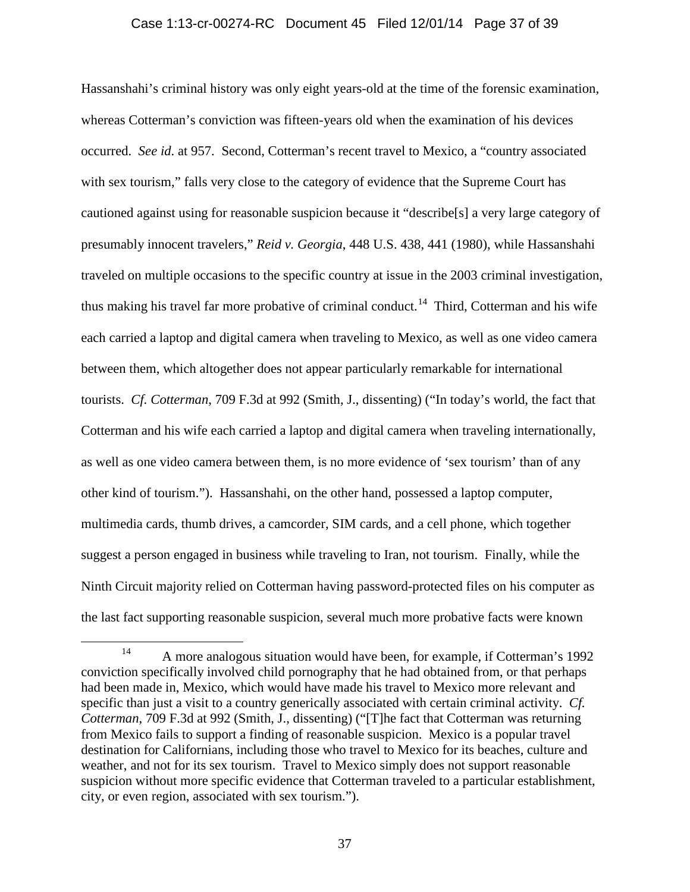Hassanshahi's criminal history was only eight years-old at the time of the forensic examination, whereas Cotterman's conviction was fifteen-years old when the examination of his devices occurred. *See id.* at 957. Second, Cotterman's recent travel to Mexico, a "country associated with sex tourism," falls very close to the category of evidence that the Supreme Court has cautioned against using for reasonable suspicion because it "describe[s] a very large category of presumably innocent travelers," *Reid v. Georgia*, 448 U.S. 438, 441 (1980), while Hassanshahi traveled on multiple occasions to the specific country at issue in the 2003 criminal investigation, thus making his travel far more probative of criminal conduct.[14] Third, Cotterman and his wife each carried a laptop and digital camera when traveling to Mexico, as well as one video camera between them, which altogether does not appear particularly remarkable for international tourists. *Cf. Cotterman*, 709 F.3d at 992 (Smith, J., dissenting) ("In today's world, the fact that Cotterman and his wife each carried a laptop and digital camera when traveling internationally, as well as one video camera between them, is no more evidence of 'sex tourism' than of any other kind of tourism."). Hassanshahi, on the other hand, possessed a laptop computer, multimedia cards, thumb drives, a camcorder, SIM cards, and a cell phone, which together suggest a person engaged in business while traveling to Iran, not tourism. Finally, while the Ninth Circuit majority relied on Cotterman having password-protected files on his computer as the last fact supporting reasonable suspicion, several much more probative facts were known

---

[14] A more analogous situation would have been, for example, if Cotterman's 1992 conviction specifically involved child pornography that he had obtained from, or that perhaps had been made in, Mexico, which would have made his travel to Mexico more relevant and specific than just a visit to a country generically associated with certain criminal activity. *Cf. Cotterman*, 709 F.3d at 992 (Smith, J., dissenting) ("[T]he fact that Cotterman was returning from Mexico fails to support a finding of reasonable suspicion. Mexico is a popular travel destination for Californians, including those who travel to Mexico for its beaches, culture and weather, and not for its sex tourism. Travel to Mexico simply does not support reasonable suspicion without more specific evidence that Cotterman traveled to a particular establishment, city, or even region, associated with sex tourism.").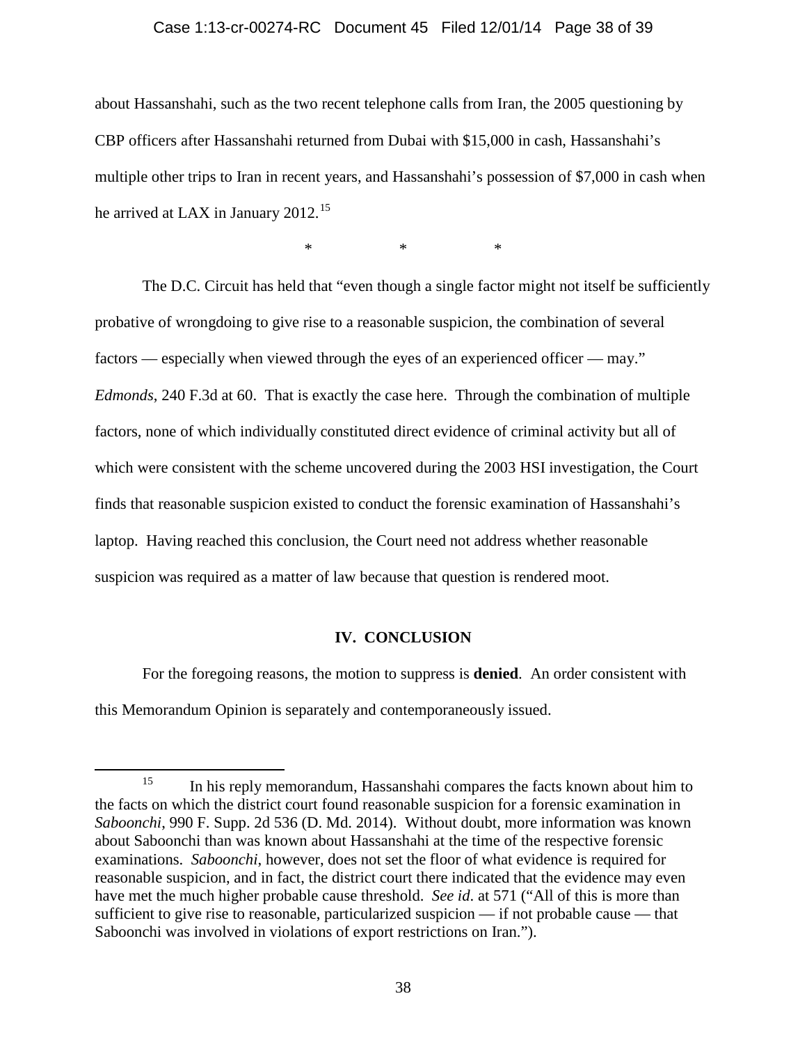about Hassanshahi, such as the two recent telephone calls from Iran, the 2005 questioning by CBP officers after Hassanshahi returned from Dubai with $15,000 in cash, Hassanshahi's multiple other trips to Iran in recent years, and Hassanshahi's possession of $7,000 in cash when he arrived at LAX in January 2012.[15]

\*     \*     \*

The D.C. Circuit has held that "even though a single factor might not itself be sufficiently probative of wrongdoing to give rise to a reasonable suspicion, the combination of several factors — especially when viewed through the eyes of an experienced officer — may." *Edmonds*, 240 F.3d at 60. That is exactly the case here. Through the combination of multiple factors, none of which individually constituted direct evidence of criminal activity but all of which were consistent with the scheme uncovered during the 2003 HSI investigation, the Court finds that reasonable suspicion existed to conduct the forensic examination of Hassanshahi's laptop. Having reached this conclusion, the Court need not address whether reasonable suspicion was required as a matter of law because that question is rendered moot.

## IV. CONCLUSION

For the foregoing reasons, the motion to suppress is **denied**. An order consistent with this Memorandum Opinion is separately and contemporaneously issued.

---

[15] In his reply memorandum, Hassanshahi compares the facts known about him to the facts on which the district court found reasonable suspicion for a forensic examination in *Saboonchi*, 990 F. Supp. 2d 536 (D. Md. 2014). Without doubt, more information was known about Saboonchi than was known about Hassanshahi at the time of the respective forensic examinations. *Saboonchi*, however, does not set the floor of what evidence is required for reasonable suspicion, and in fact, the district court there indicated that the evidence may even have met the much higher probable cause threshold. *See id.* at 571 ("All of this is more than sufficient to give rise to reasonable, particularized suspicion — if not probable cause — that Saboonchi was involved in violations of export restrictions on Iran.").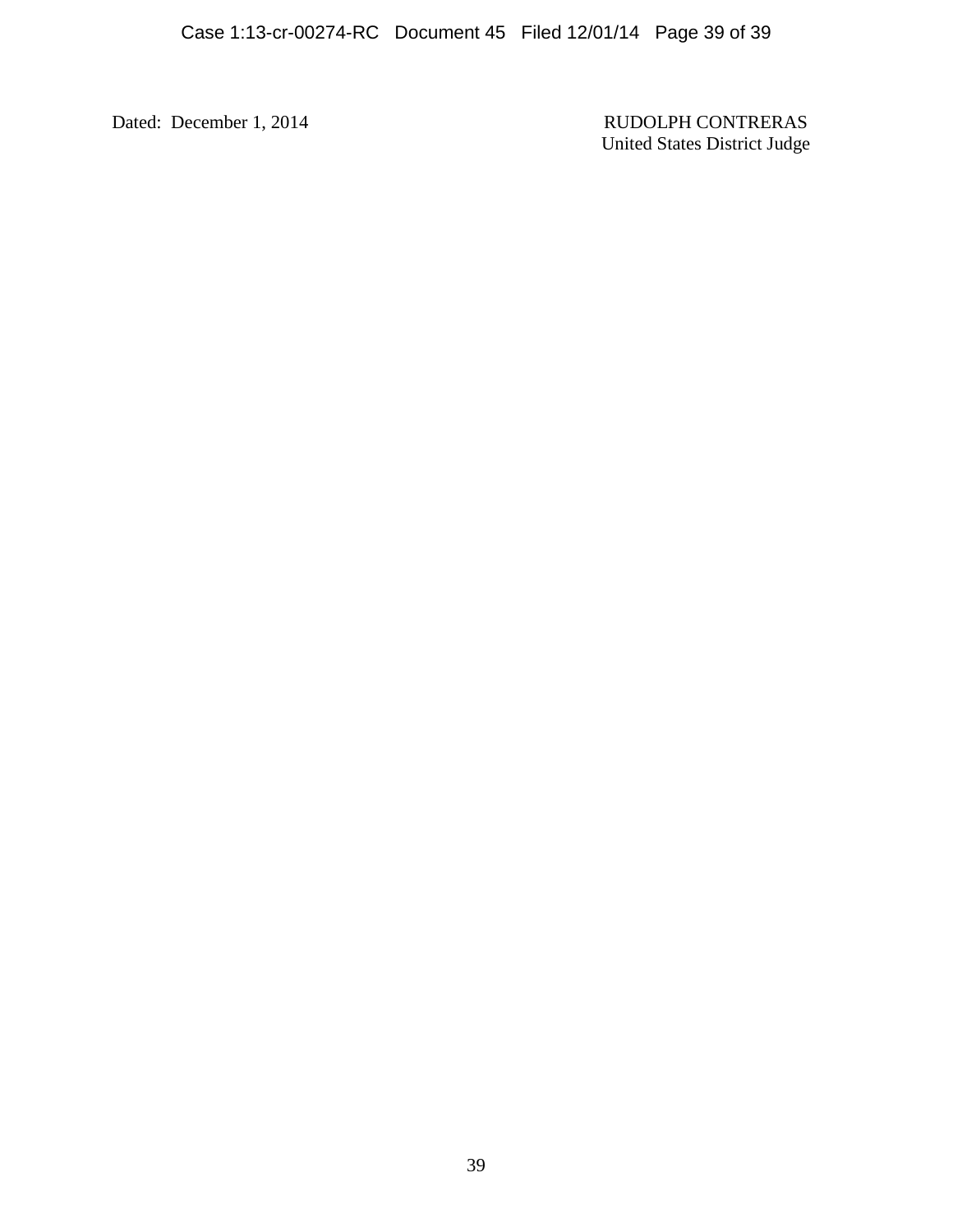Dated: December 1, 2014

RUDOLPH CONTRERAS
United States District Judge